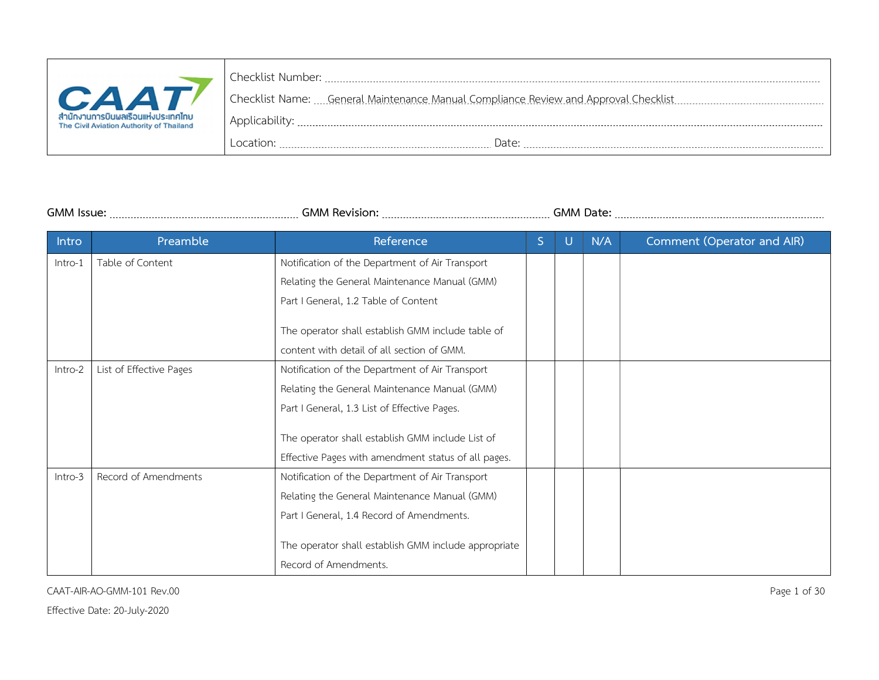| CAAT สำนักงานการบินพลเรือนแห่งประเทศไทย The Civil Aviation Authority of Thailand | Checklist Number: |
|---|---|
| | Checklist Name: General Maintenance Manual Compliance Review and Approval Checklist |
| | Applicability: |
| | Location: Date: |

GMM Issue: GMM Revision: GMM Date:

| Intro | Preamble | Reference | S | U | N/A | Comment (Operator and AIR) |
|---|---|---|---|---|---|---|
| Intro-1 | Table of Content | Notification of the Department of Air Transport Relating the General Maintenance Manual (GMM) Part I General, 1.2 Table of Content<br><br>The operator shall establish GMM include table of content with detail of all section of GMM. | | | | |
| Intro-2 | List of Effective Pages | Notification of the Department of Air Transport Relating the General Maintenance Manual (GMM) Part I General, 1.3 List of Effective Pages.<br><br>The operator shall establish GMM include List of Effective Pages with amendment status of all pages. | | | | |
| Intro-3 | Record of Amendments | Notification of the Department of Air Transport Relating the General Maintenance Manual (GMM) Part I General, 1.4 Record of Amendments.<br><br>The operator shall establish GMM include appropriate Record of Amendments. | | | | |

CAAT-AIR-AO-GMM-101 Rev.00

Effective Date: 20-July-2020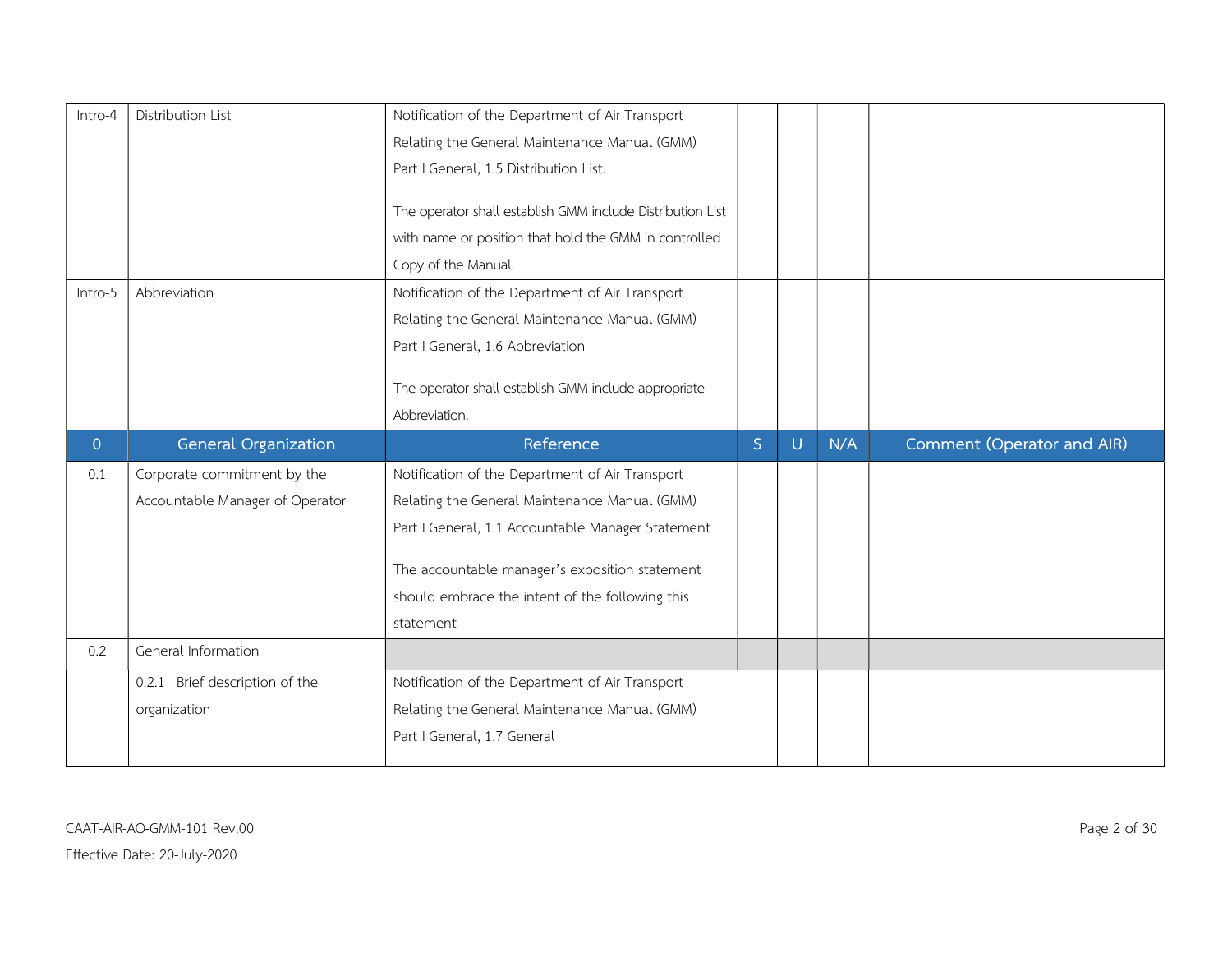| | | | | | | |
|---|---|---|---|---|---|---|
| Intro-4 | Distribution List | Notification of the Department of Air Transport Relating the General Maintenance Manual (GMM) Part I General, 1.5 Distribution List.<br><br>The operator shall establish GMM include Distribution List with name or position that hold the GMM in controlled Copy of the Manual. | | | | |
| Intro-5 | Abbreviation | Notification of the Department of Air Transport Relating the General Maintenance Manual (GMM) Part I General, 1.6 Abbreviation<br><br>The operator shall establish GMM include appropriate Abbreviation. | | | | |
| **0** | **General Organization** | **Reference** | **S** | **U** | **N/A** | **Comment (Operator and AIR)** |
| 0.1 | Corporate commitment by the Accountable Manager of Operator | Notification of the Department of Air Transport Relating the General Maintenance Manual (GMM) Part I General, 1.1 Accountable Manager Statement<br><br>The accountable manager's exposition statement should embrace the intent of the following this statement | | | | |
| 0.2 | General Information | | | | | |
| | 0.2.1 Brief description of the organization | Notification of the Department of Air Transport Relating the General Maintenance Manual (GMM) Part I General, 1.7 General | | | | |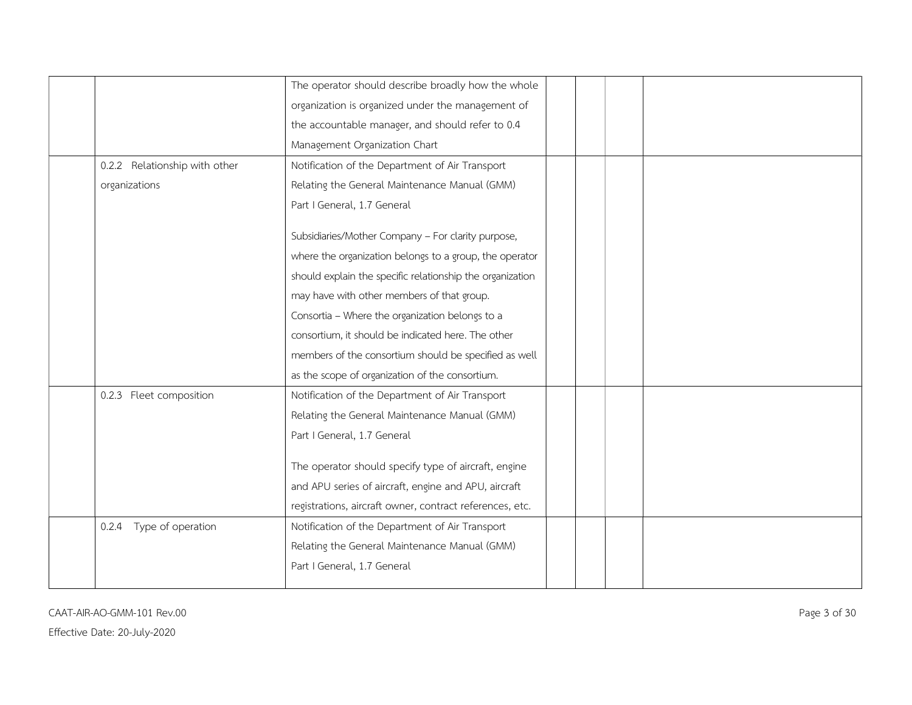| | | | | | | |
|---|---|---|---|---|---|---|
| | | The operator should describe broadly how the whole organization is organized under the management of the accountable manager, and should refer to 0.4 Management Organization Chart | | | | |
| | 0.2.2 Relationship with other organizations | Notification of the Department of Air Transport Relating the General Maintenance Manual (GMM) Part I General, 1.7 General<br><br>Subsidiaries/Mother Company – For clarity purpose, where the organization belongs to a group, the operator should explain the specific relationship the organization may have with other members of that group.<br>Consortia – Where the organization belongs to a consortium, it should be indicated here. The other members of the consortium should be specified as well as the scope of organization of the consortium. | | | | |
| | 0.2.3 Fleet composition | Notification of the Department of Air Transport Relating the General Maintenance Manual (GMM) Part I General, 1.7 General<br><br>The operator should specify type of aircraft, engine and APU series of aircraft, engine and APU, aircraft registrations, aircraft owner, contract references, etc. | | | | |
| | 0.2.4 Type of operation | Notification of the Department of Air Transport Relating the General Maintenance Manual (GMM) Part I General, 1.7 General | | | | |

CAAT-AIR-AO-GMM-101 Rev.00

Effective Date: 20-July-2020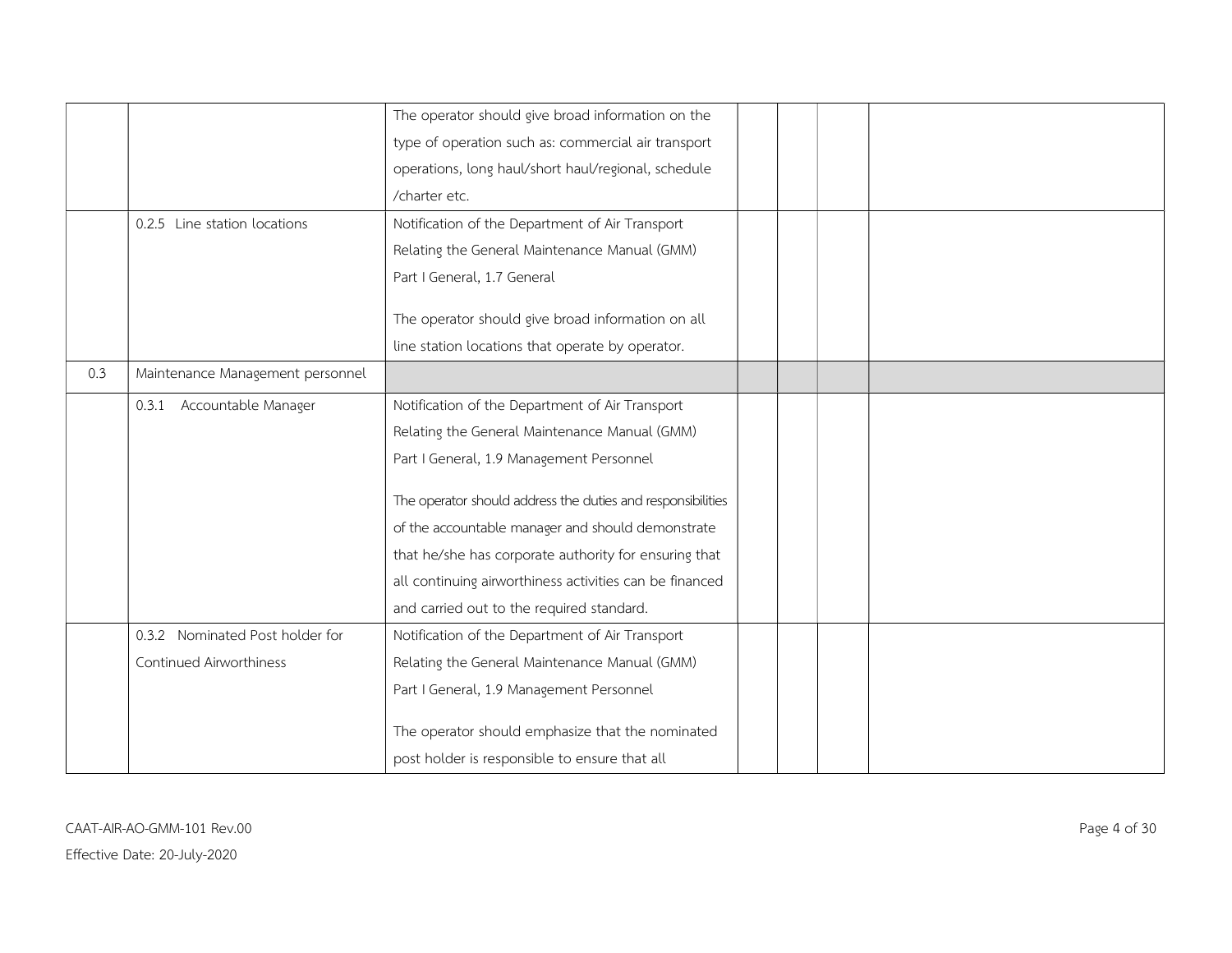| | | | | | | |
|---|---|---|---|---|---|---|
| | | The operator should give broad information on the type of operation such as: commercial air transport operations, long haul/short haul/regional, schedule /charter etc. | | | | |
| | 0.2.5 Line station locations | Notification of the Department of Air Transport Relating the General Maintenance Manual (GMM) Part I General, 1.7 General<br><br>The operator should give broad information on all line station locations that operate by operator. | | | | |
| 0.3 | Maintenance Management personnel | | | | | |
| | 0.3.1 Accountable Manager | Notification of the Department of Air Transport Relating the General Maintenance Manual (GMM) Part I General, 1.9 Management Personnel<br><br>The operator should address the duties and responsibilities of the accountable manager and should demonstrate that he/she has corporate authority for ensuring that all continuing airworthiness activities can be financed and carried out to the required standard. | | | | |
| | 0.3.2 Nominated Post holder for Continued Airworthiness | Notification of the Department of Air Transport Relating the General Maintenance Manual (GMM) Part I General, 1.9 Management Personnel<br><br>The operator should emphasize that the nominated post holder is responsible to ensure that all | | | | |

CAAT-AIR-AO-GMM-101 Rev.00

Effective Date: 20-July-2020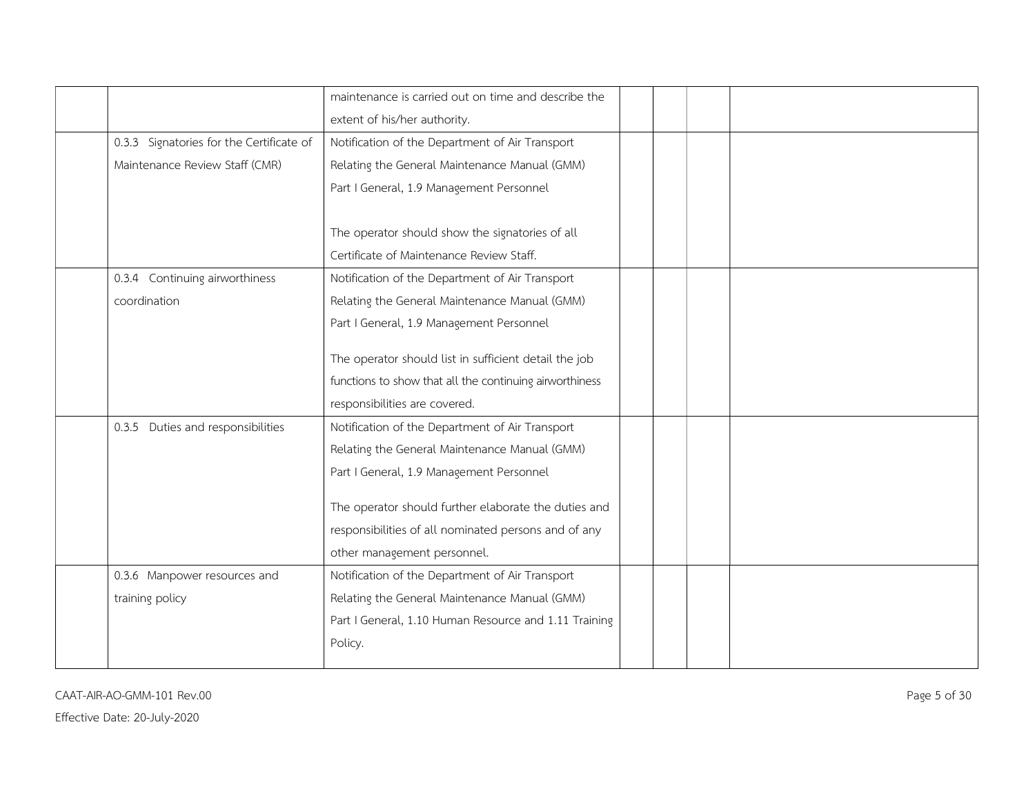| | | | | | | |
|---|---|---|---|---|---|---|
| | | maintenance is carried out on time and describe the extent of his/her authority. | | | | |
| | 0.3.3 Signatories for the Certificate of Maintenance Review Staff (CMR) | Notification of the Department of Air Transport Relating the General Maintenance Manual (GMM) Part I General, 1.9 Management Personnel<br><br>The operator should show the signatories of all Certificate of Maintenance Review Staff. | | | | |
| | 0.3.4 Continuing airworthiness coordination | Notification of the Department of Air Transport Relating the General Maintenance Manual (GMM) Part I General, 1.9 Management Personnel<br><br>The operator should list in sufficient detail the job functions to show that all the continuing airworthiness responsibilities are covered. | | | | |
| | 0.3.5 Duties and responsibilities | Notification of the Department of Air Transport Relating the General Maintenance Manual (GMM) Part I General, 1.9 Management Personnel<br><br>The operator should further elaborate the duties and responsibilities of all nominated persons and of any other management personnel. | | | | |
| | 0.3.6 Manpower resources and training policy | Notification of the Department of Air Transport Relating the General Maintenance Manual (GMM) Part I General, 1.10 Human Resource and 1.11 Training Policy. | | | | |

CAAT-AIR-AO-GMM-101 Rev.00

Effective Date: 20-July-2020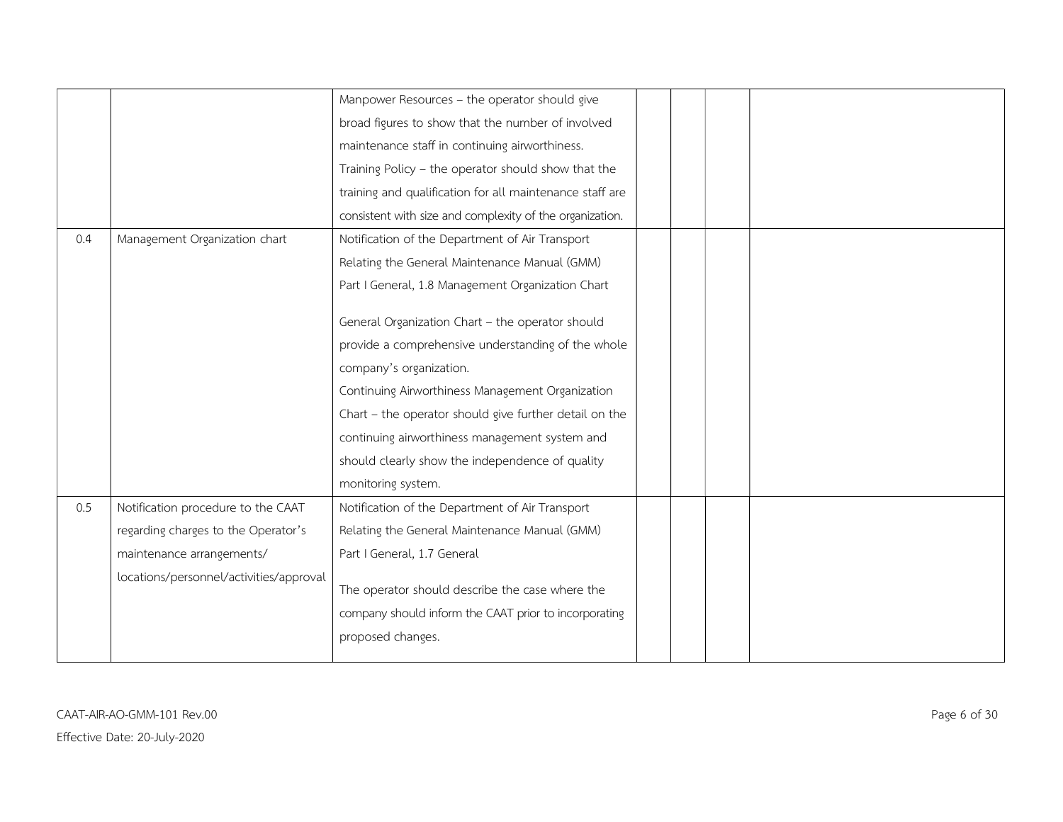| | | | | | | |
|---|---|---|---|---|---|---|
| | | Manpower Resources – the operator should give broad figures to show that the number of involved maintenance staff in continuing airworthiness.<br>Training Policy – the operator should show that the training and qualification for all maintenance staff are consistent with size and complexity of the organization. | | | | |
| 0.4 | Management Organization chart | Notification of the Department of Air Transport Relating the General Maintenance Manual (GMM) Part I General, 1.8 Management Organization Chart<br><br>General Organization Chart – the operator should provide a comprehensive understanding of the whole company's organization.<br>Continuing Airworthiness Management Organization Chart – the operator should give further detail on the continuing airworthiness management system and should clearly show the independence of quality monitoring system. | | | | |
| 0.5 | Notification procedure to the CAAT regarding charges to the Operator's maintenance arrangements/ locations/personnel/activities/approval | Notification of the Department of Air Transport Relating the General Maintenance Manual (GMM) Part I General, 1.7 General<br><br>The operator should describe the case where the company should inform the CAAT prior to incorporating proposed changes. | | | | |

CAAT-AIR-AO-GMM-101 Rev.00

Effective Date: 20-July-2020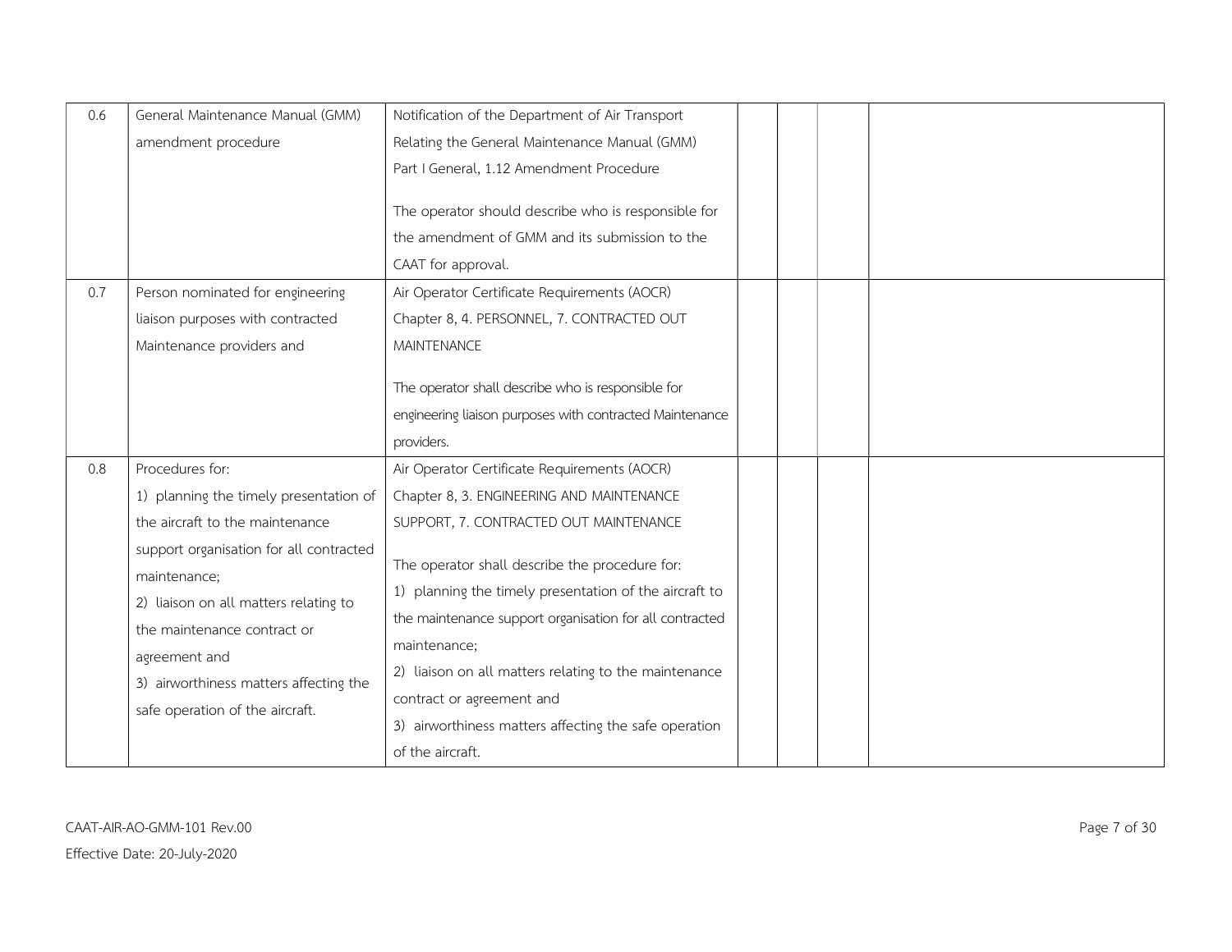| 0.6 | General Maintenance Manual (GMM) amendment procedure | Notification of the Department of Air Transport Relating the General Maintenance Manual (GMM) Part I General, 1.12 Amendment Procedure<br><br>The operator should describe who is responsible for the amendment of GMM and its submission to the CAAT for approval. | | | | |
|---|---|---|---|---|---|---|
| 0.7 | Person nominated for engineering liaison purposes with contracted Maintenance providers and | Air Operator Certificate Requirements (AOCR) Chapter 8, 4. PERSONNEL, 7. CONTRACTED OUT MAINTENANCE<br><br>The operator shall describe who is responsible for engineering liaison purposes with contracted Maintenance providers. | | | | |
| 0.8 | Procedures for:<br>1) planning the timely presentation of the aircraft to the maintenance support organisation for all contracted maintenance;<br>2) liaison on all matters relating to the maintenance contract or agreement and<br>3) airworthiness matters affecting the safe operation of the aircraft. | Air Operator Certificate Requirements (AOCR) Chapter 8, 3. ENGINEERING AND MAINTENANCE SUPPORT, 7. CONTRACTED OUT MAINTENANCE<br><br>The operator shall describe the procedure for:<br>1) planning the timely presentation of the aircraft to the maintenance support organisation for all contracted maintenance;<br>2) liaison on all matters relating to the maintenance contract or agreement and<br>3) airworthiness matters affecting the safe operation of the aircraft. | | | | |

CAAT-AIR-AO-GMM-101 Rev.00

Effective Date: 20-July-2020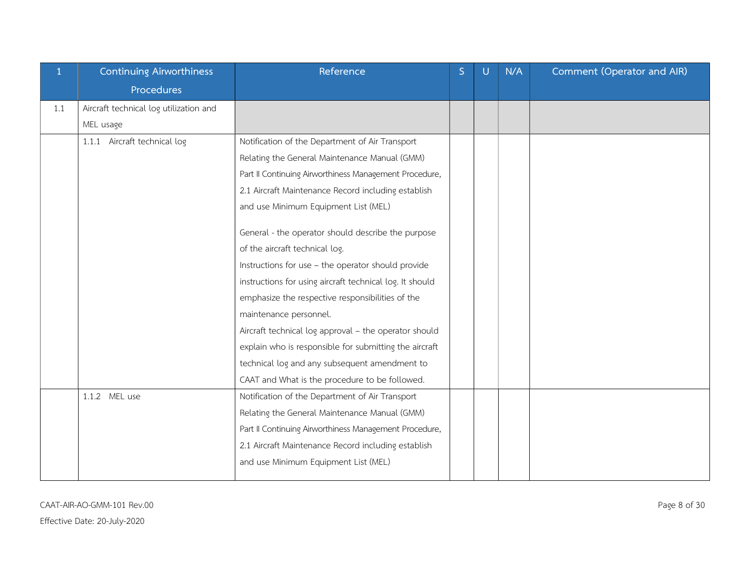| 1 | Continuing Airworthiness Procedures | Reference | S | U | N/A | Comment (Operator and AIR) |
|---|---|---|---|---|---|---|
| 1.1 | Aircraft technical log utilization and MEL usage | | | | | |
| | 1.1.1 Aircraft technical log | Notification of the Department of Air Transport Relating the General Maintenance Manual (GMM) Part II Continuing Airworthiness Management Procedure, 2.1 Aircraft Maintenance Record including establish and use Minimum Equipment List (MEL)<br><br>General - the operator should describe the purpose of the aircraft technical log.<br>Instructions for use – the operator should provide instructions for using aircraft technical log. It should emphasize the respective responsibilities of the maintenance personnel.<br>Aircraft technical log approval – the operator should explain who is responsible for submitting the aircraft technical log and any subsequent amendment to CAAT and What is the procedure to be followed. | | | | |
| | 1.1.2 MEL use | Notification of the Department of Air Transport Relating the General Maintenance Manual (GMM) Part II Continuing Airworthiness Management Procedure, 2.1 Aircraft Maintenance Record including establish and use Minimum Equipment List (MEL) | | | | |

CAAT-AIR-AO-GMM-101 Rev.00

Effective Date: 20-July-2020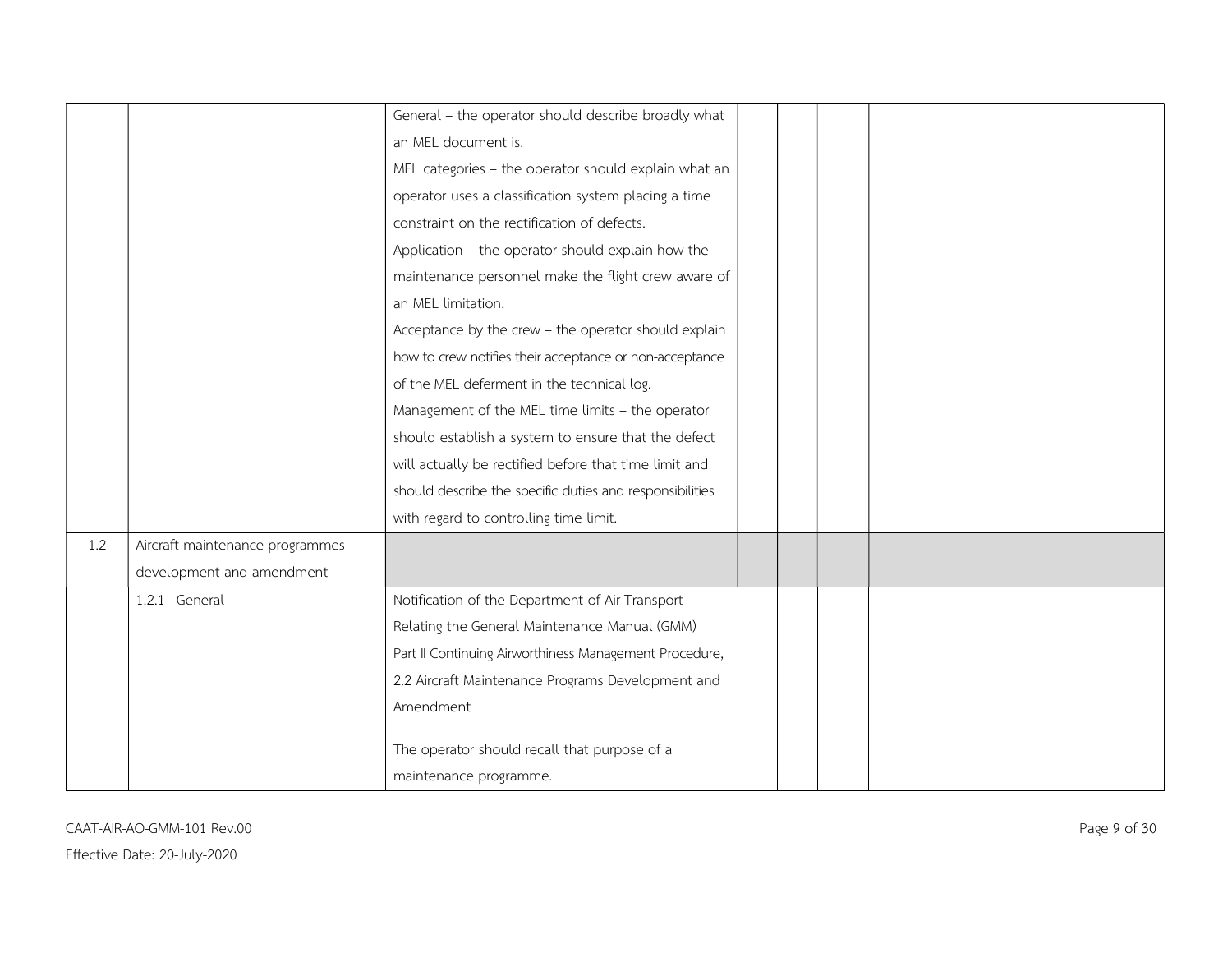| | | | | | | |
|---|---|---|---|---|---|---|
| | | General – the operator should describe broadly what an MEL document is.<br>MEL categories – the operator should explain what an operator uses a classification system placing a time constraint on the rectification of defects.<br>Application – the operator should explain how the maintenance personnel make the flight crew aware of an MEL limitation.<br>Acceptance by the crew – the operator should explain how to crew notifies their acceptance or non-acceptance of the MEL deferment in the technical log.<br>Management of the MEL time limits – the operator should establish a system to ensure that the defect will actually be rectified before that time limit and should describe the specific duties and responsibilities with regard to controlling time limit. | | | | |
| 1.2 | Aircraft maintenance programmes-development and amendment | | | | | |
| | 1.2.1 General | Notification of the Department of Air Transport Relating the General Maintenance Manual (GMM) Part II Continuing Airworthiness Management Procedure, 2.2 Aircraft Maintenance Programs Development and Amendment<br><br>The operator should recall that purpose of a maintenance programme. | | | | |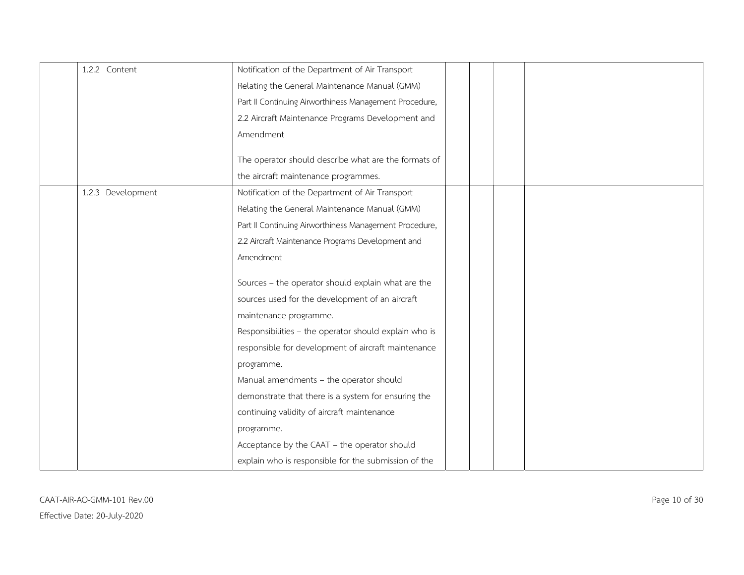|  | 1.2.2 Content | Notification of the Department of Air Transport Relating the General Maintenance Manual (GMM) Part II Continuing Airworthiness Management Procedure, 2.2 Aircraft Maintenance Programs Development and Amendment<br><br>The operator should describe what are the formats of the aircraft maintenance programmes. |  |  |  |  |
|---|---|---|---|---|---|---|
|  | 1.2.3 Development | Notification of the Department of Air Transport Relating the General Maintenance Manual (GMM) Part II Continuing Airworthiness Management Procedure, 2.2 Aircraft Maintenance Programs Development and Amendment<br><br>Sources – the operator should explain what are the sources used for the development of an aircraft maintenance programme.<br>Responsibilities – the operator should explain who is responsible for development of aircraft maintenance programme.<br>Manual amendments – the operator should demonstrate that there is a system for ensuring the continuing validity of aircraft maintenance programme.<br>Acceptance by the CAAT – the operator should explain who is responsible for the submission of the |  |  |  |  |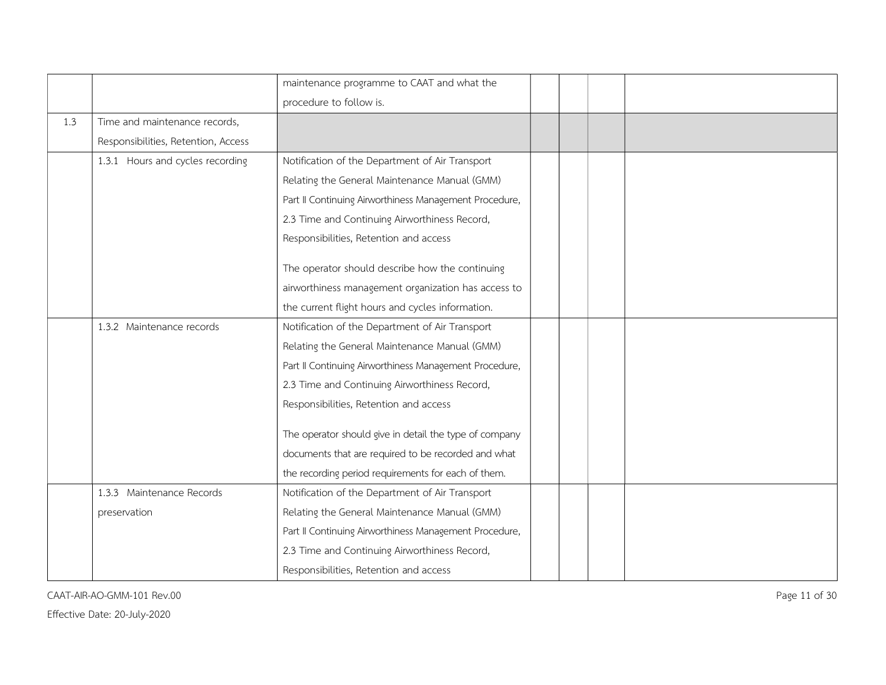| | | | | | | |
|---|---|---|---|---|---|---|
| | | maintenance programme to CAAT and what the procedure to follow is. | | | | |
| 1.3 | Time and maintenance records, Responsibilities, Retention, Access | | | | | |
| | 1.3.1 Hours and cycles recording | Notification of the Department of Air Transport Relating the General Maintenance Manual (GMM) Part II Continuing Airworthiness Management Procedure, 2.3 Time and Continuing Airworthiness Record, Responsibilities, Retention and access<br><br>The operator should describe how the continuing airworthiness management organization has access to the current flight hours and cycles information. | | | | |
| | 1.3.2 Maintenance records | Notification of the Department of Air Transport Relating the General Maintenance Manual (GMM) Part II Continuing Airworthiness Management Procedure, 2.3 Time and Continuing Airworthiness Record, Responsibilities, Retention and access<br><br>The operator should give in detail the type of company documents that are required to be recorded and what the recording period requirements for each of them. | | | | |
| | 1.3.3 Maintenance Records preservation | Notification of the Department of Air Transport Relating the General Maintenance Manual (GMM) Part II Continuing Airworthiness Management Procedure, 2.3 Time and Continuing Airworthiness Record, Responsibilities, Retention and access | | | | |

CAAT-AIR-AO-GMM-101 Rev.00

Effective Date: 20-July-2020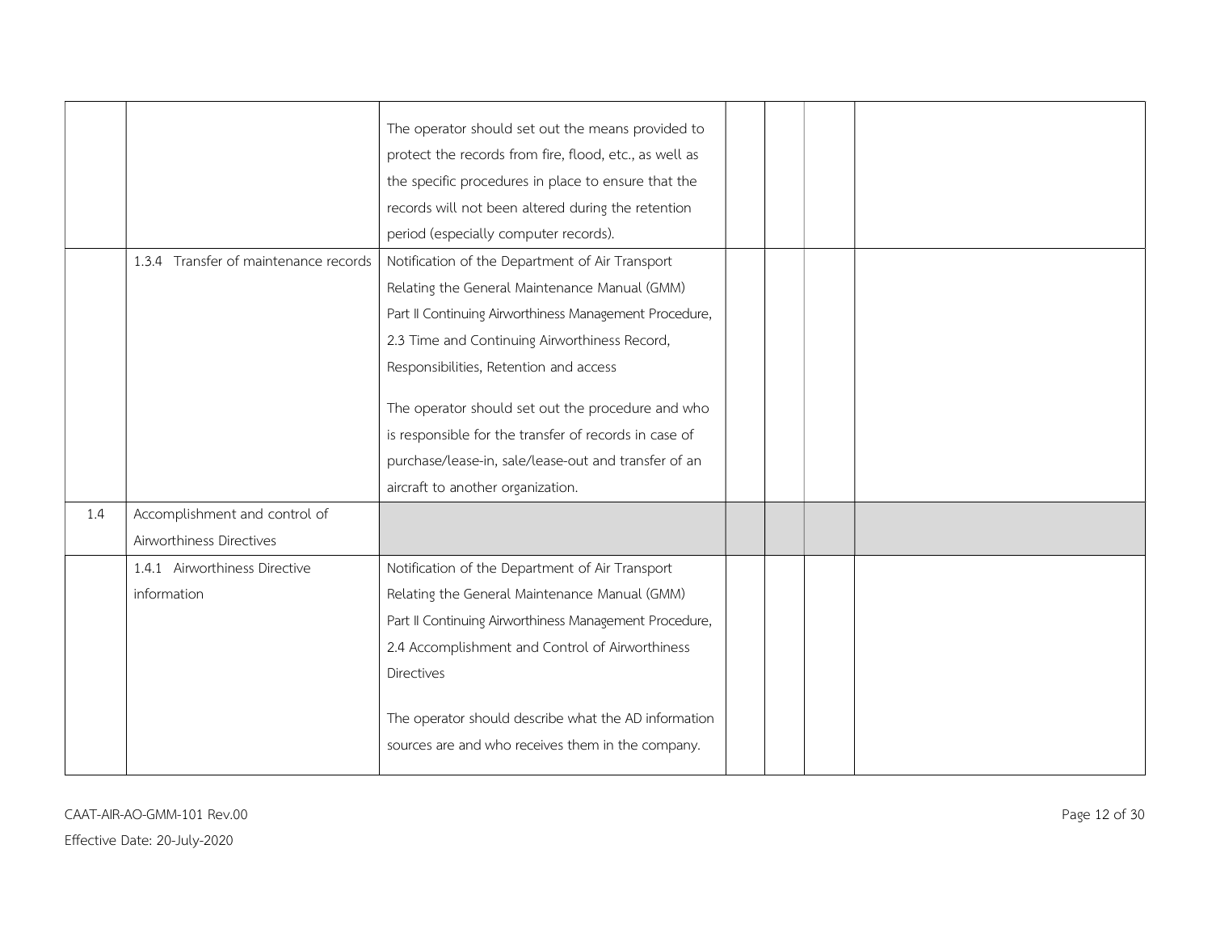| | | | | | | |
|---|---|---|---|---|---|---|
| | | The operator should set out the means provided to protect the records from fire, flood, etc., as well as the specific procedures in place to ensure that the records will not been altered during the retention period (especially computer records). | | | | |
| | 1.3.4 Transfer of maintenance records | Notification of the Department of Air Transport Relating the General Maintenance Manual (GMM) Part II Continuing Airworthiness Management Procedure, 2.3 Time and Continuing Airworthiness Record, Responsibilities, Retention and access<br><br>The operator should set out the procedure and who is responsible for the transfer of records in case of purchase/lease-in, sale/lease-out and transfer of an aircraft to another organization. | | | | |
| 1.4 | Accomplishment and control of Airworthiness Directives | | | | | |
| | 1.4.1 Airworthiness Directive information | Notification of the Department of Air Transport Relating the General Maintenance Manual (GMM) Part II Continuing Airworthiness Management Procedure, 2.4 Accomplishment and Control of Airworthiness Directives<br><br>The operator should describe what the AD information sources are and who receives them in the company. | | | | |

CAAT-AIR-AO-GMM-101 Rev.00

Effective Date: 20-July-2020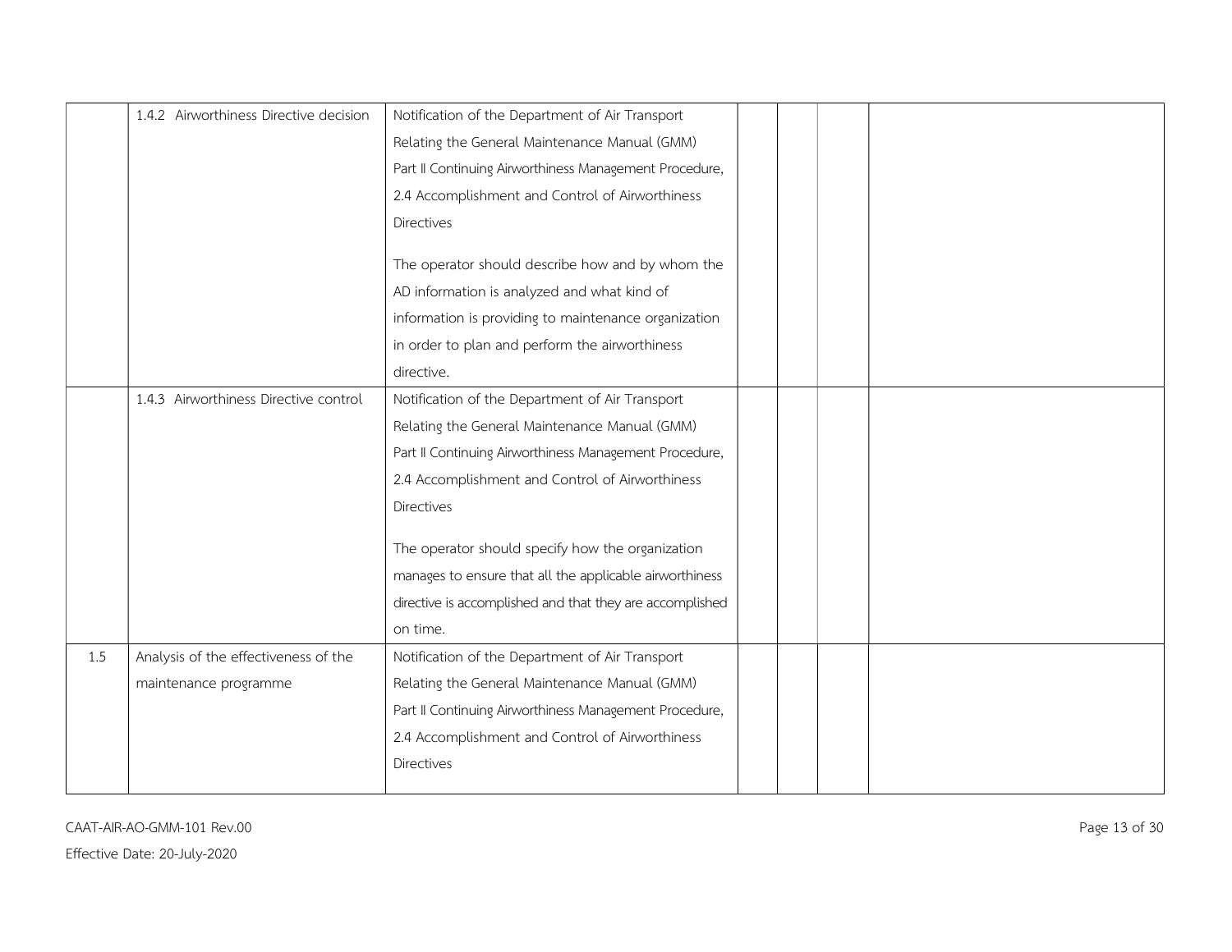| | | | | | | |
|---|---|---|---|---|---|---|
| | 1.4.2 Airworthiness Directive decision | Notification of the Department of Air Transport Relating the General Maintenance Manual (GMM) Part II Continuing Airworthiness Management Procedure, 2.4 Accomplishment and Control of Airworthiness Directives<br><br>The operator should describe how and by whom the AD information is analyzed and what kind of information is providing to maintenance organization in order to plan and perform the airworthiness directive. | | | | |
| | 1.4.3 Airworthiness Directive control | Notification of the Department of Air Transport Relating the General Maintenance Manual (GMM) Part II Continuing Airworthiness Management Procedure, 2.4 Accomplishment and Control of Airworthiness Directives<br><br>The operator should specify how the organization manages to ensure that all the applicable airworthiness directive is accomplished and that they are accomplished on time. | | | | |
| 1.5 | Analysis of the effectiveness of the maintenance programme | Notification of the Department of Air Transport Relating the General Maintenance Manual (GMM) Part II Continuing Airworthiness Management Procedure, 2.4 Accomplishment and Control of Airworthiness Directives | | | | |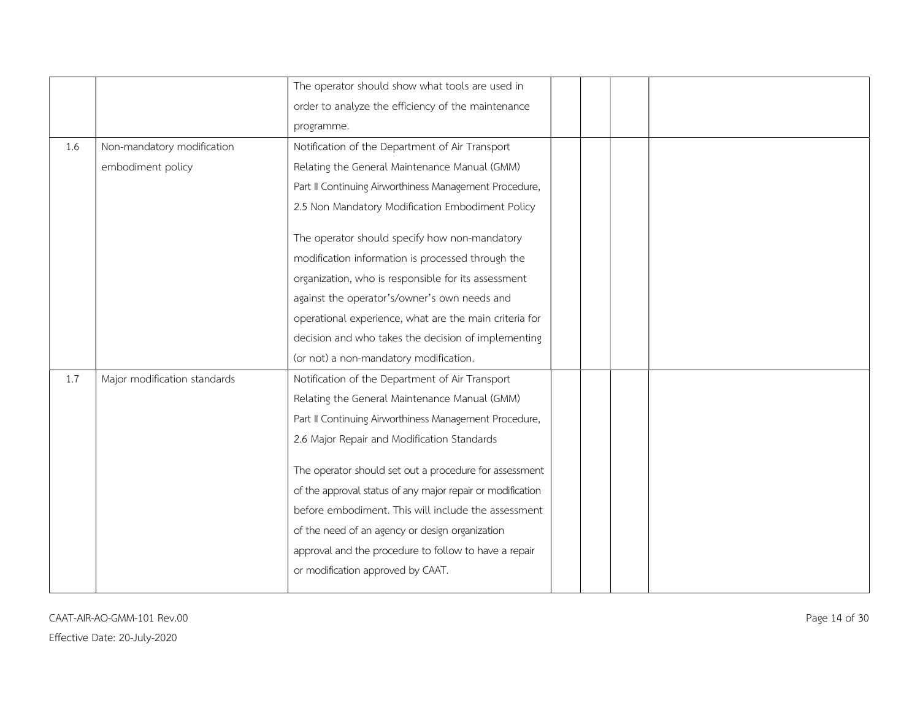| | | | | | | |
|---|---|---|---|---|---|---|
| | | The operator should show what tools are used in order to analyze the efficiency of the maintenance programme. | | | | |
| 1.6 | Non-mandatory modification embodiment policy | Notification of the Department of Air Transport Relating the General Maintenance Manual (GMM) Part II Continuing Airworthiness Management Procedure, 2.5 Non Mandatory Modification Embodiment Policy<br><br>The operator should specify how non-mandatory modification information is processed through the organization, who is responsible for its assessment against the operator's/owner's own needs and operational experience, what are the main criteria for decision and who takes the decision of implementing (or not) a non-mandatory modification. | | | | |
| 1.7 | Major modification standards | Notification of the Department of Air Transport Relating the General Maintenance Manual (GMM) Part II Continuing Airworthiness Management Procedure, 2.6 Major Repair and Modification Standards<br><br>The operator should set out a procedure for assessment of the approval status of any major repair or modification before embodiment. This will include the assessment of the need of an agency or design organization approval and the procedure to follow to have a repair or modification approved by CAAT. | | | | |

CAAT-AIR-AO-GMM-101 Rev.00

Effective Date: 20-July-2020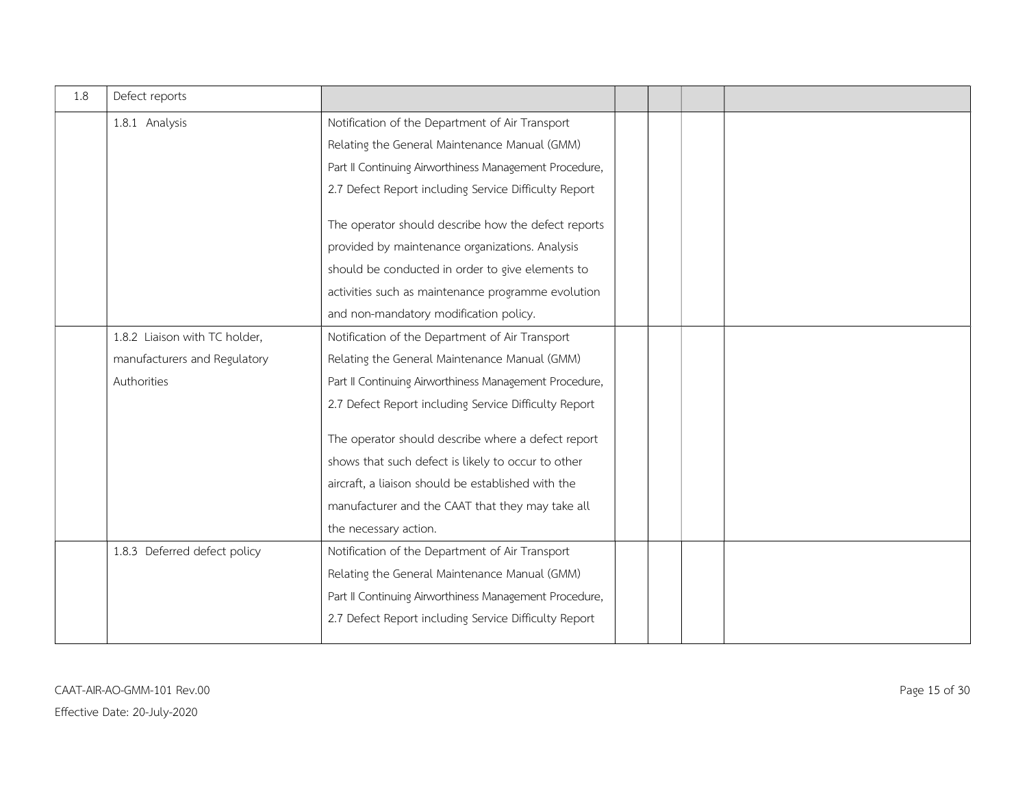| | | | | | | |
|---|---|---|---|---|---|---|
| 1.8 | Defect reports | | | | | |
| | 1.8.1 Analysis | Notification of the Department of Air Transport Relating the General Maintenance Manual (GMM) Part II Continuing Airworthiness Management Procedure, 2.7 Defect Report including Service Difficulty Report<br><br>The operator should describe how the defect reports provided by maintenance organizations. Analysis should be conducted in order to give elements to activities such as maintenance programme evolution and non-mandatory modification policy. | | | | |
| | 1.8.2 Liaison with TC holder, manufacturers and Regulatory Authorities | Notification of the Department of Air Transport Relating the General Maintenance Manual (GMM) Part II Continuing Airworthiness Management Procedure, 2.7 Defect Report including Service Difficulty Report<br><br>The operator should describe where a defect report shows that such defect is likely to occur to other aircraft, a liaison should be established with the manufacturer and the CAAT that they may take all the necessary action. | | | | |
| | 1.8.3 Deferred defect policy | Notification of the Department of Air Transport Relating the General Maintenance Manual (GMM) Part II Continuing Airworthiness Management Procedure, 2.7 Defect Report including Service Difficulty Report | | | | |

CAAT-AIR-AO-GMM-101 Rev.00

Effective Date: 20-July-2020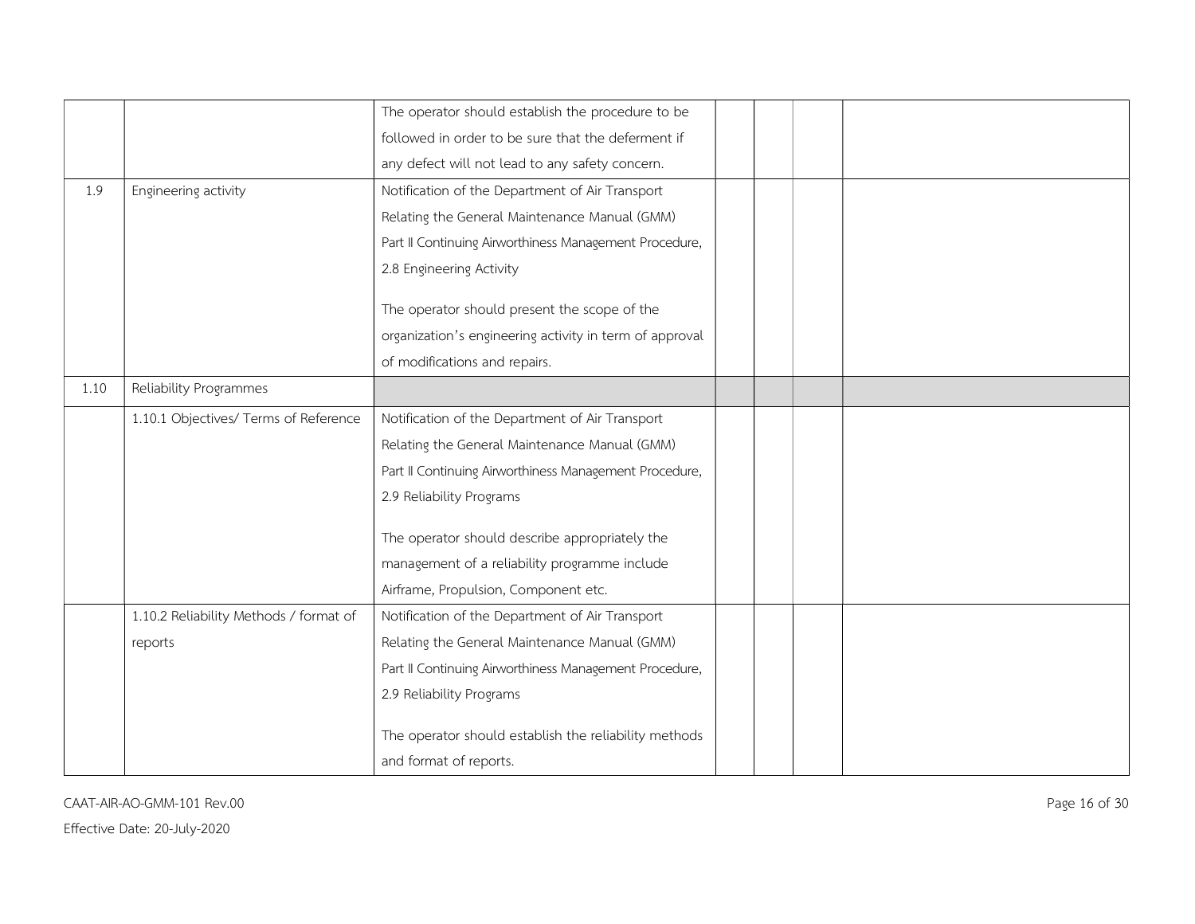| | | | | | | |
|---|---|---|---|---|---|---|
| | | The operator should establish the procedure to be followed in order to be sure that the deferment if any defect will not lead to any safety concern. | | | | |
| 1.9 | Engineering activity | Notification of the Department of Air Transport Relating the General Maintenance Manual (GMM) Part II Continuing Airworthiness Management Procedure, 2.8 Engineering Activity<br><br>The operator should present the scope of the organization's engineering activity in term of approval of modifications and repairs. | | | | |
| 1.10 | Reliability Programmes | | | | | |
| | 1.10.1 Objectives/ Terms of Reference | Notification of the Department of Air Transport Relating the General Maintenance Manual (GMM) Part II Continuing Airworthiness Management Procedure, 2.9 Reliability Programs<br><br>The operator should describe appropriately the management of a reliability programme include Airframe, Propulsion, Component etc. | | | | |
| | 1.10.2 Reliability Methods / format of reports | Notification of the Department of Air Transport Relating the General Maintenance Manual (GMM) Part II Continuing Airworthiness Management Procedure, 2.9 Reliability Programs<br><br>The operator should establish the reliability methods and format of reports. | | | | |

CAAT-AIR-AO-GMM-101 Rev.00

Effective Date: 20-July-2020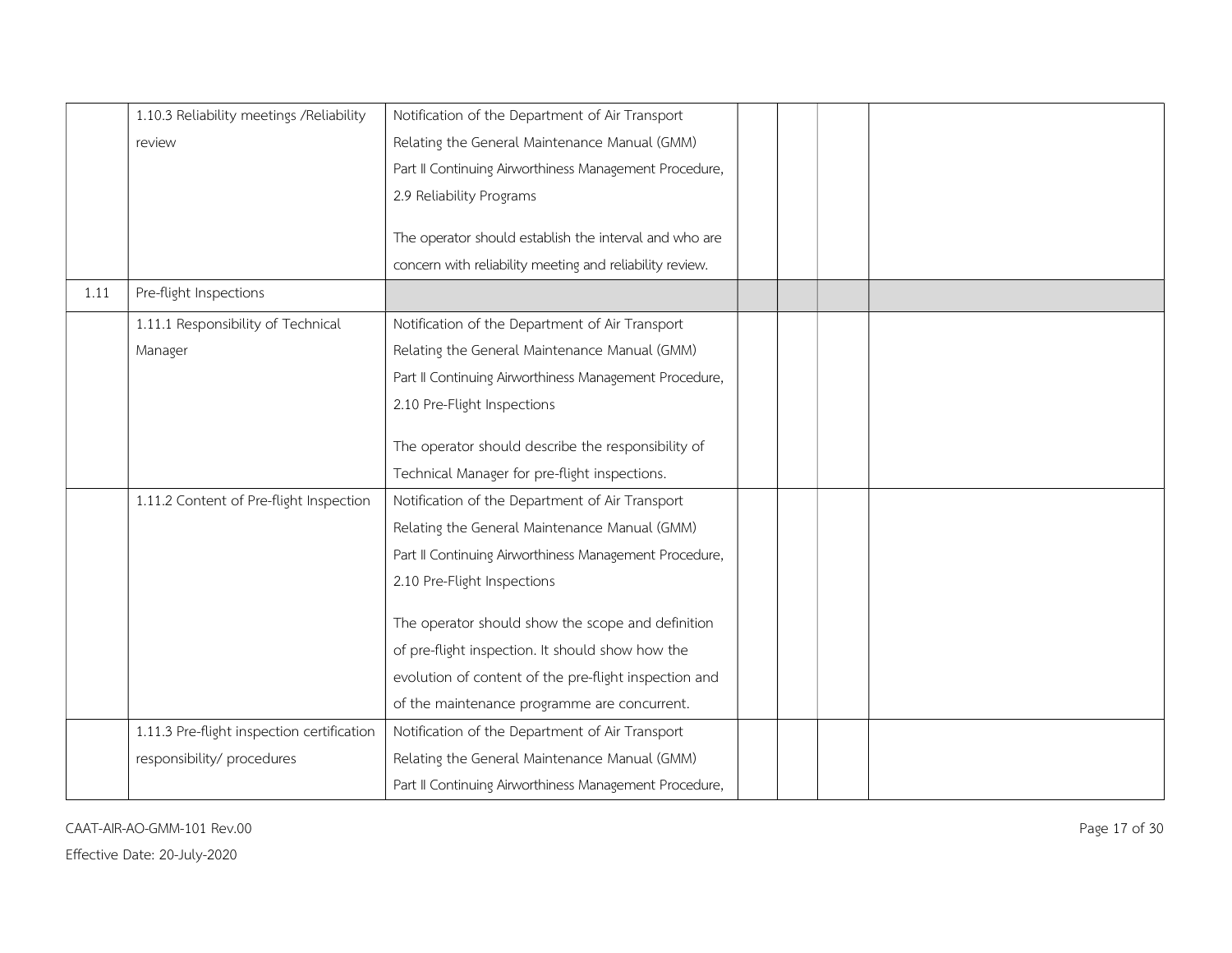| | | | | | | |
|---|---|---|---|---|---|---|
| | 1.10.3 Reliability meetings /Reliability review | Notification of the Department of Air Transport Relating the General Maintenance Manual (GMM) Part II Continuing Airworthiness Management Procedure, 2.9 Reliability Programs<br><br>The operator should establish the interval and who are concern with reliability meeting and reliability review. | | | | |
| 1.11 | Pre-flight Inspections | | | | | |
| | 1.11.1 Responsibility of Technical Manager | Notification of the Department of Air Transport Relating the General Maintenance Manual (GMM) Part II Continuing Airworthiness Management Procedure, 2.10 Pre-Flight Inspections<br><br>The operator should describe the responsibility of Technical Manager for pre-flight inspections. | | | | |
| | 1.11.2 Content of Pre-flight Inspection | Notification of the Department of Air Transport Relating the General Maintenance Manual (GMM) Part II Continuing Airworthiness Management Procedure, 2.10 Pre-Flight Inspections<br><br>The operator should show the scope and definition of pre-flight inspection. It should show how the evolution of content of the pre-flight inspection and of the maintenance programme are concurrent. | | | | |
| | 1.11.3 Pre-flight inspection certification responsibility/ procedures | Notification of the Department of Air Transport Relating the General Maintenance Manual (GMM) Part II Continuing Airworthiness Management Procedure, | | | | |

CAAT-AIR-AO-GMM-101 Rev.00

Effective Date: 20-July-2020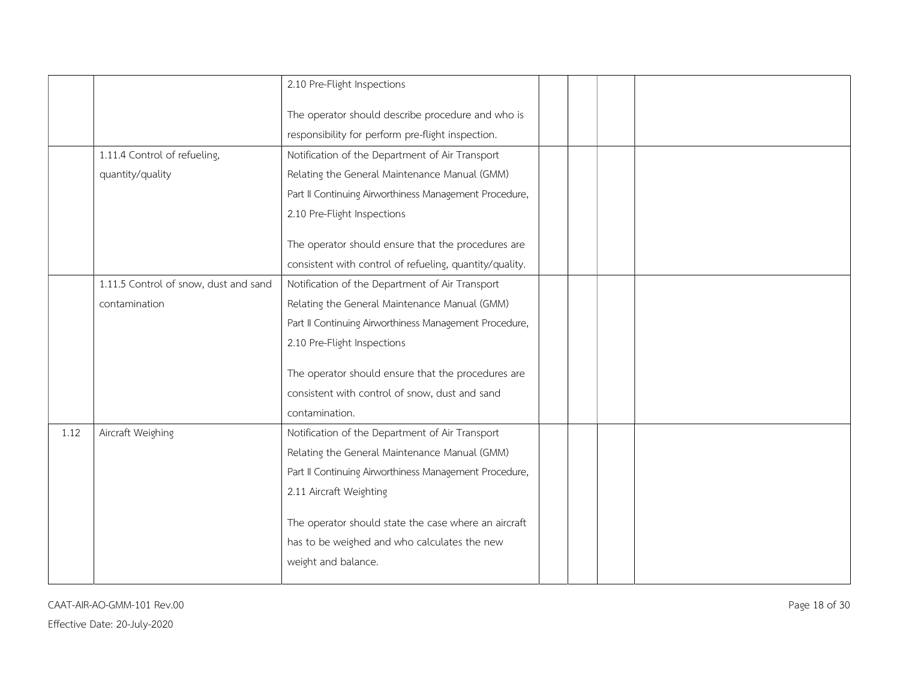| | | | | | | |
|---|---|---|---|---|---|---|
| | | 2.10 Pre-Flight Inspections<br><br>The operator should describe procedure and who is responsibility for perform pre-flight inspection. | | | | |
| | 1.11.4 Control of refueling, quantity/quality | Notification of the Department of Air Transport Relating the General Maintenance Manual (GMM) Part II Continuing Airworthiness Management Procedure, 2.10 Pre-Flight Inspections<br><br>The operator should ensure that the procedures are consistent with control of refueling, quantity/quality. | | | | |
| | 1.11.5 Control of snow, dust and sand contamination | Notification of the Department of Air Transport Relating the General Maintenance Manual (GMM) Part II Continuing Airworthiness Management Procedure, 2.10 Pre-Flight Inspections<br><br>The operator should ensure that the procedures are consistent with control of snow, dust and sand contamination. | | | | |
| 1.12 | Aircraft Weighing | Notification of the Department of Air Transport Relating the General Maintenance Manual (GMM) Part II Continuing Airworthiness Management Procedure, 2.11 Aircraft Weighting<br><br>The operator should state the case where an aircraft has to be weighed and who calculates the new weight and balance. | | | | |

CAAT-AIR-AO-GMM-101 Rev.00

Effective Date: 20-July-2020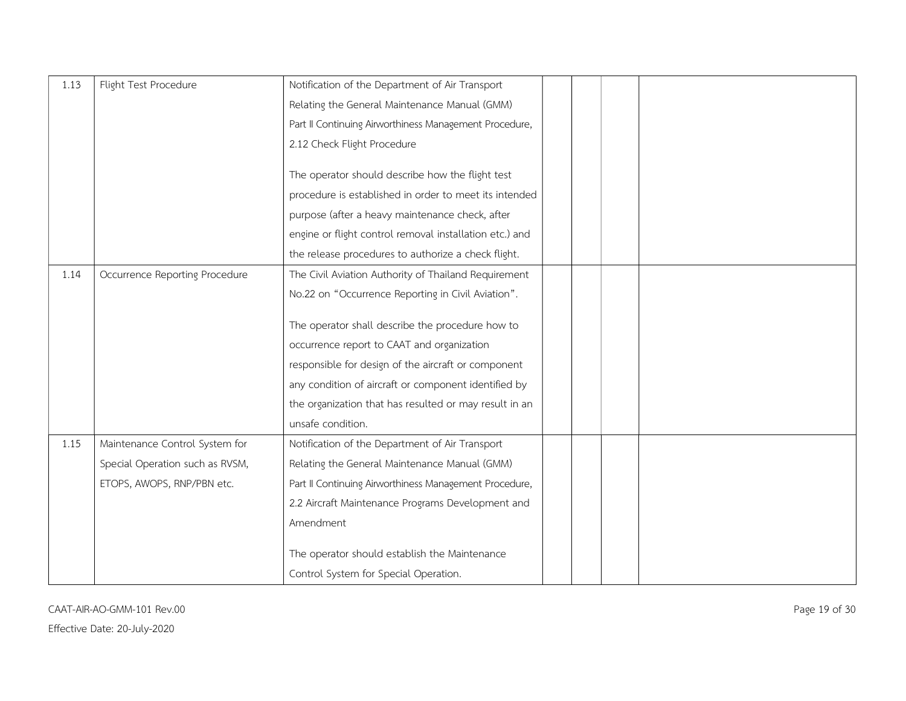| | | | | | | |
|---|---|---|---|---|---|---|
| 1.13 | Flight Test Procedure | Notification of the Department of Air Transport Relating the General Maintenance Manual (GMM) Part II Continuing Airworthiness Management Procedure, 2.12 Check Flight Procedure<br><br>The operator should describe how the flight test procedure is established in order to meet its intended purpose (after a heavy maintenance check, after engine or flight control removal installation etc.) and the release procedures to authorize a check flight. | | | | |
| 1.14 | Occurrence Reporting Procedure | The Civil Aviation Authority of Thailand Requirement No.22 on "Occurrence Reporting in Civil Aviation".<br><br>The operator shall describe the procedure how to occurrence report to CAAT and organization responsible for design of the aircraft or component any condition of aircraft or component identified by the organization that has resulted or may result in an unsafe condition. | | | | |
| 1.15 | Maintenance Control System for Special Operation such as RVSM, ETOPS, AWOPS, RNP/PBN etc. | Notification of the Department of Air Transport Relating the General Maintenance Manual (GMM) Part II Continuing Airworthiness Management Procedure, 2.2 Aircraft Maintenance Programs Development and Amendment<br><br>The operator should establish the Maintenance Control System for Special Operation. | | | | |

CAAT-AIR-AO-GMM-101 Rev.00

Effective Date: 20-July-2020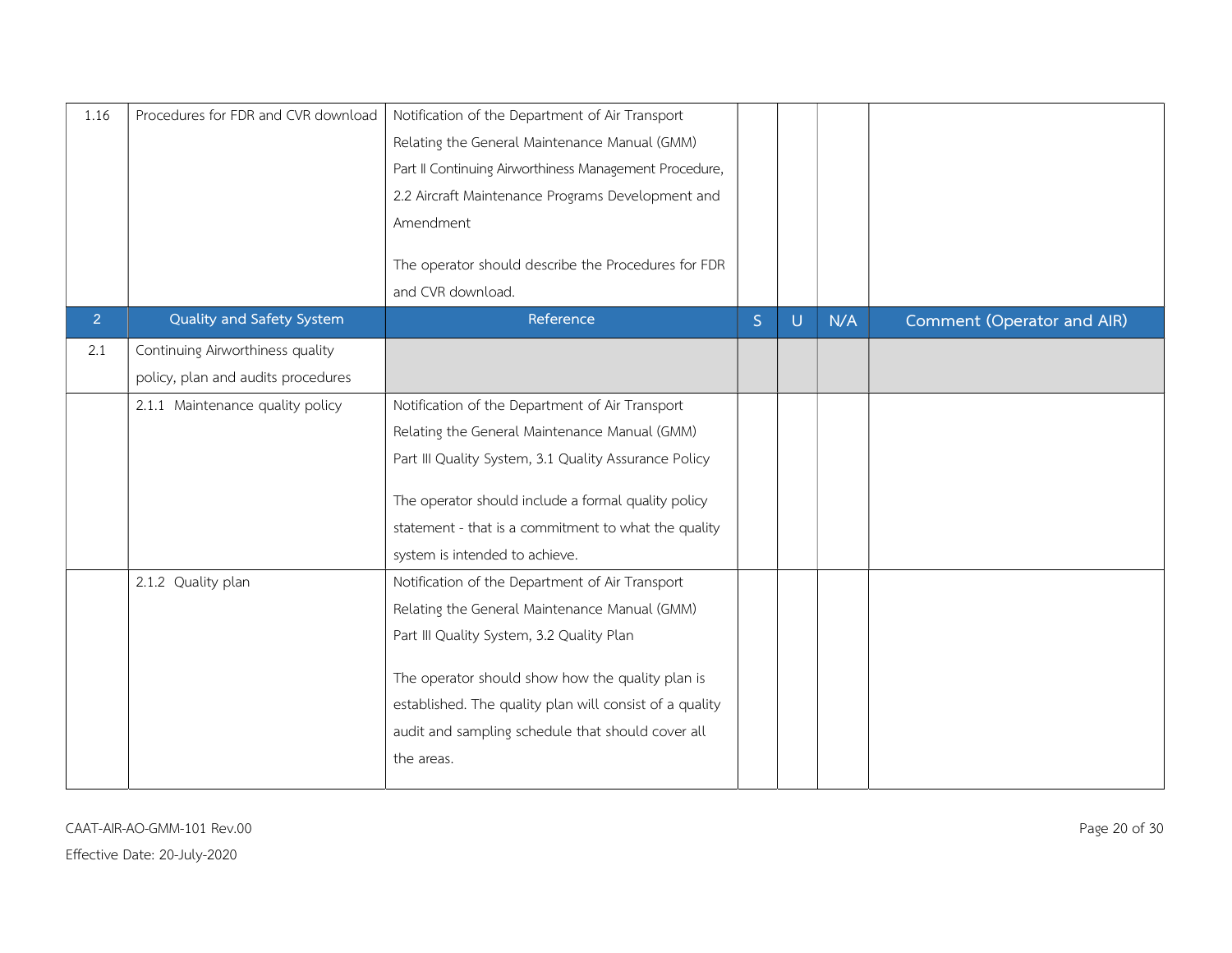| 1.16 | Procedures for FDR and CVR download | Notification of the Department of Air Transport Relating the General Maintenance Manual (GMM) Part II Continuing Airworthiness Management Procedure, 2.2 Aircraft Maintenance Programs Development and Amendment<br><br>The operator should describe the Procedures for FDR and CVR download. | | | | |
|---|---|---|---|---|---|---|
| **2** | **Quality and Safety System** | **Reference** | **S** | **U** | **N/A** | **Comment (Operator and AIR)** |
| 2.1 | Continuing Airworthiness quality policy, plan and audits procedures | | | | | |
| | 2.1.1 Maintenance quality policy | Notification of the Department of Air Transport Relating the General Maintenance Manual (GMM) Part III Quality System, 3.1 Quality Assurance Policy<br><br>The operator should include a formal quality policy statement - that is a commitment to what the quality system is intended to achieve. | | | | |
| | 2.1.2 Quality plan | Notification of the Department of Air Transport Relating the General Maintenance Manual (GMM) Part III Quality System, 3.2 Quality Plan<br><br>The operator should show how the quality plan is established. The quality plan will consist of a quality audit and sampling schedule that should cover all the areas. | | | | |

CAAT-AIR-AO-GMM-101 Rev.00
Effective Date: 20-July-2020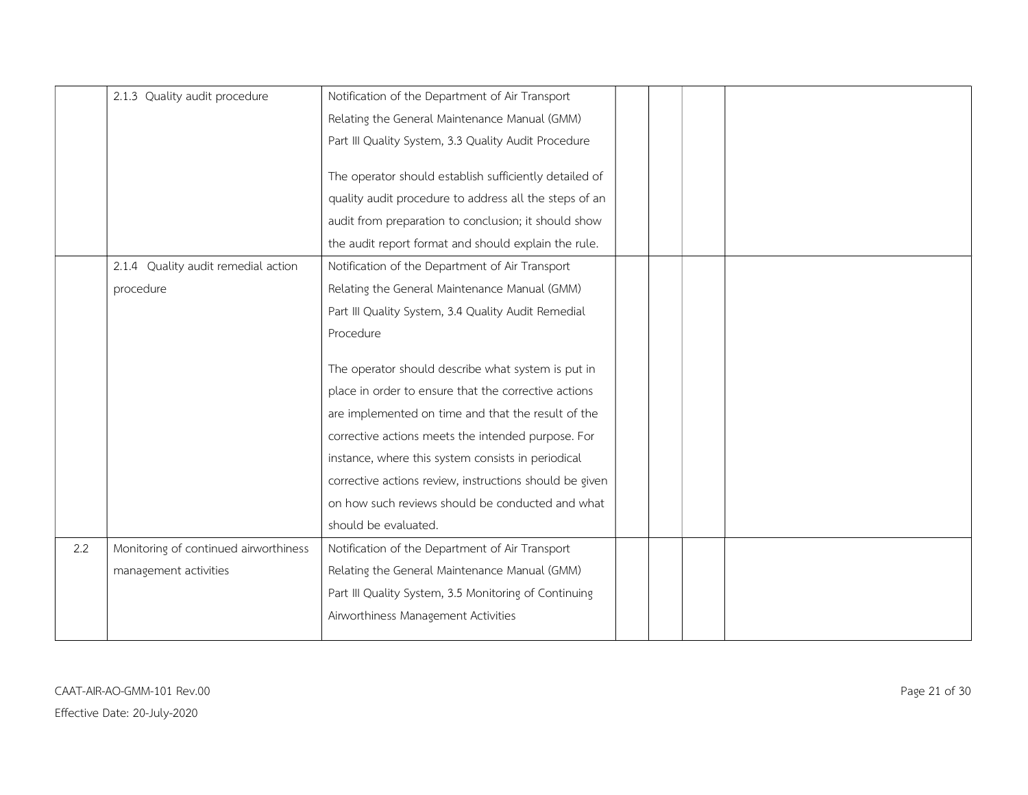| | | | | | | |
|---|---|---|---|---|---|---|
| | 2.1.3 Quality audit procedure | Notification of the Department of Air Transport Relating the General Maintenance Manual (GMM) Part III Quality System, 3.3 Quality Audit Procedure<br><br>The operator should establish sufficiently detailed of quality audit procedure to address all the steps of an audit from preparation to conclusion; it should show the audit report format and should explain the rule. | | | | |
| | 2.1.4 Quality audit remedial action procedure | Notification of the Department of Air Transport Relating the General Maintenance Manual (GMM) Part III Quality System, 3.4 Quality Audit Remedial Procedure<br><br>The operator should describe what system is put in place in order to ensure that the corrective actions are implemented on time and that the result of the corrective actions meets the intended purpose. For instance, where this system consists in periodical corrective actions review, instructions should be given on how such reviews should be conducted and what should be evaluated. | | | | |
| 2.2 | Monitoring of continued airworthiness management activities | Notification of the Department of Air Transport Relating the General Maintenance Manual (GMM) Part III Quality System, 3.5 Monitoring of Continuing Airworthiness Management Activities | | | | |

CAAT-AIR-AO-GMM-101 Rev.00

Effective Date: 20-July-2020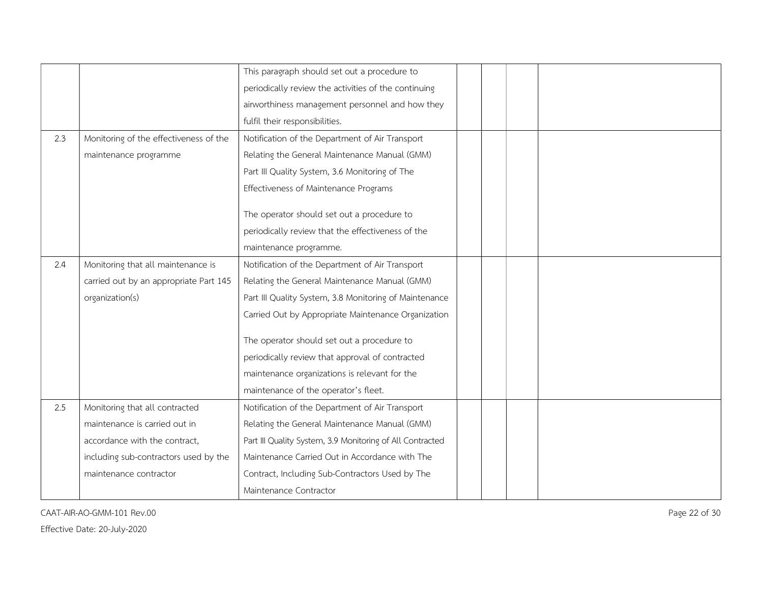| | | | | | | |
|---|---|---|---|---|---|---|
| | | This paragraph should set out a procedure to periodically review the activities of the continuing airworthiness management personnel and how they fulfil their responsibilities. | | | | |
| 2.3 | Monitoring of the effectiveness of the maintenance programme | Notification of the Department of Air Transport Relating the General Maintenance Manual (GMM) Part III Quality System, 3.6 Monitoring of The Effectiveness of Maintenance Programs<br><br>The operator should set out a procedure to periodically review that the effectiveness of the maintenance programme. | | | | |
| 2.4 | Monitoring that all maintenance is carried out by an appropriate Part 145 organization(s) | Notification of the Department of Air Transport Relating the General Maintenance Manual (GMM) Part III Quality System, 3.8 Monitoring of Maintenance Carried Out by Appropriate Maintenance Organization<br><br>The operator should set out a procedure to periodically review that approval of contracted maintenance organizations is relevant for the maintenance of the operator's fleet. | | | | |
| 2.5 | Monitoring that all contracted maintenance is carried out in accordance with the contract, including sub-contractors used by the maintenance contractor | Notification of the Department of Air Transport Relating the General Maintenance Manual (GMM) Part III Quality System, 3.9 Monitoring of All Contracted Maintenance Carried Out in Accordance with The Contract, Including Sub-Contractors Used by The Maintenance Contractor | | | | |

CAAT-AIR-AO-GMM-101 Rev.00

Effective Date: 20-July-2020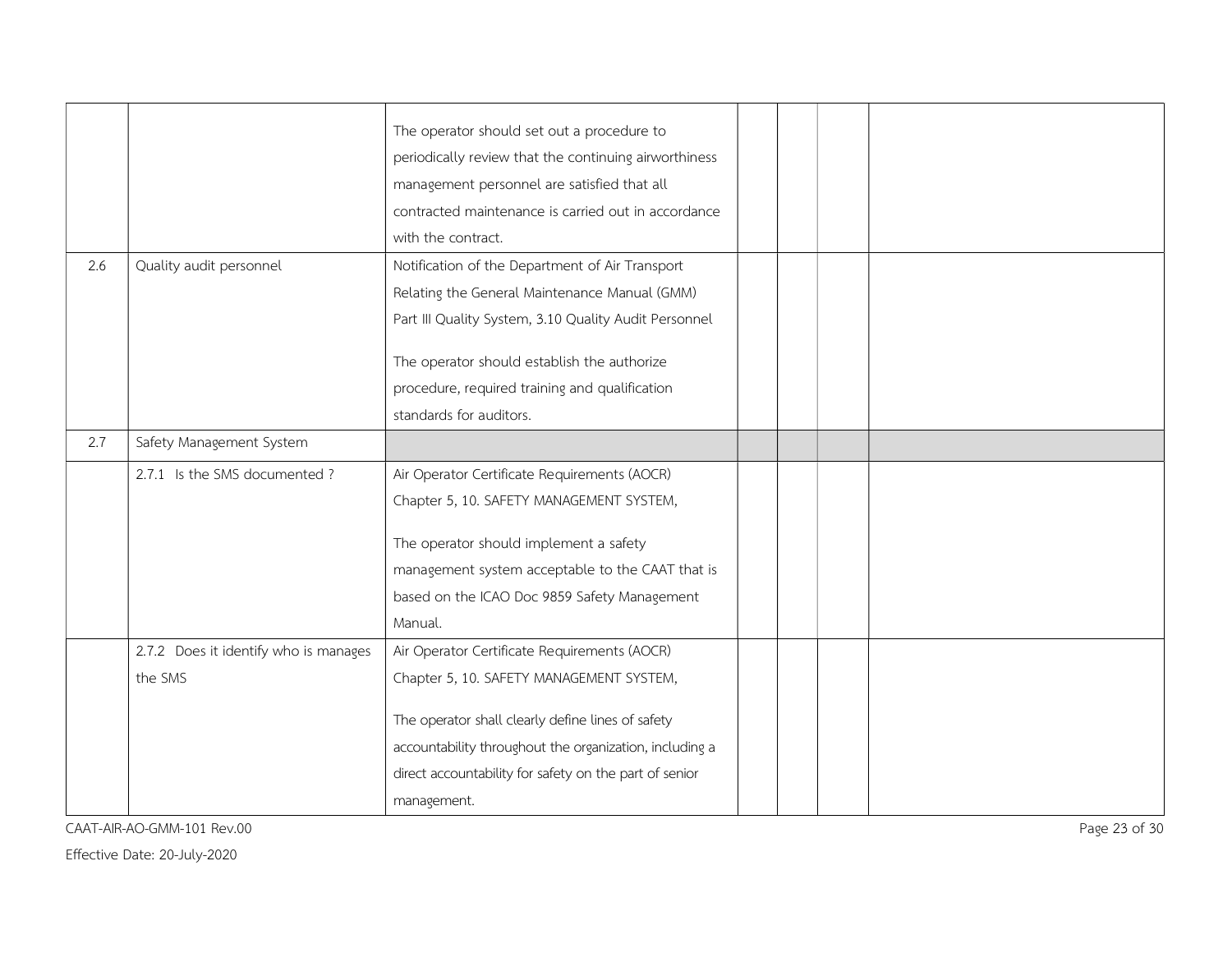| | | | | | | |
|---|---|---|---|---|---|---|
| | | The operator should set out a procedure to periodically review that the continuing airworthiness management personnel are satisfied that all contracted maintenance is carried out in accordance with the contract. | | | | |
| 2.6 | Quality audit personnel | Notification of the Department of Air Transport Relating the General Maintenance Manual (GMM) Part III Quality System, 3.10 Quality Audit Personnel<br><br>The operator should establish the authorize procedure, required training and qualification standards for auditors. | | | | |
| 2.7 | Safety Management System | | | | | |
| | 2.7.1 Is the SMS documented ? | Air Operator Certificate Requirements (AOCR) Chapter 5, 10. SAFETY MANAGEMENT SYSTEM,<br><br>The operator should implement a safety management system acceptable to the CAAT that is based on the ICAO Doc 9859 Safety Management Manual. | | | | |
| | 2.7.2 Does it identify who is manages the SMS | Air Operator Certificate Requirements (AOCR) Chapter 5, 10. SAFETY MANAGEMENT SYSTEM,<br><br>The operator shall clearly define lines of safety accountability throughout the organization, including a direct accountability for safety on the part of senior management. | | | | |

CAAT-AIR-AO-GMM-101 Rev.00

Effective Date: 20-July-2020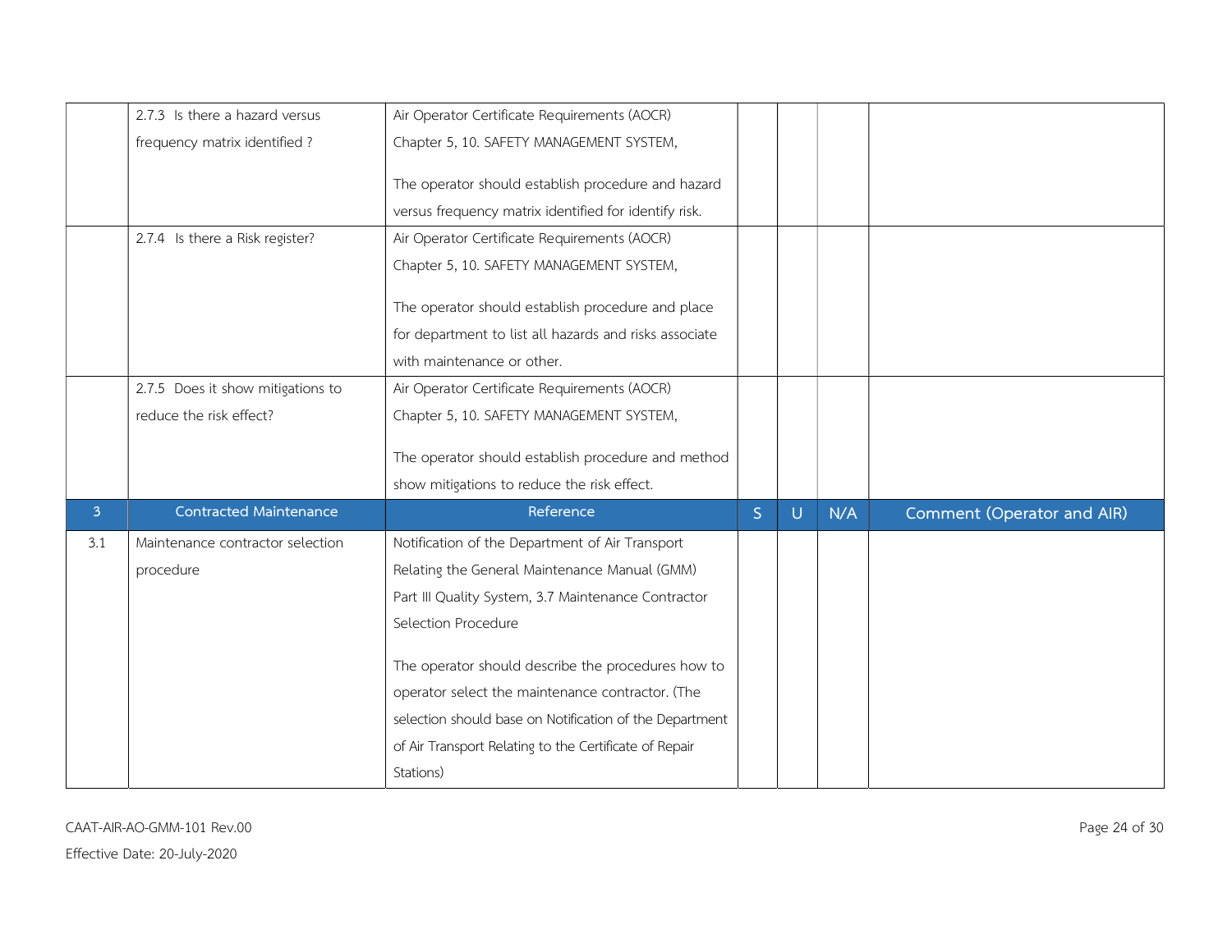| | | | | | | |
|---|---|---|---|---|---|---|
| | 2.7.3 Is there a hazard versus frequency matrix identified ? | Air Operator Certificate Requirements (AOCR) Chapter 5, 10. SAFETY MANAGEMENT SYSTEM,<br><br>The operator should establish procedure and hazard versus frequency matrix identified for identify risk. | | | | |
| | 2.7.4 Is there a Risk register? | Air Operator Certificate Requirements (AOCR) Chapter 5, 10. SAFETY MANAGEMENT SYSTEM,<br><br>The operator should establish procedure and place for department to list all hazards and risks associate with maintenance or other. | | | | |
| | 2.7.5 Does it show mitigations to reduce the risk effect? | Air Operator Certificate Requirements (AOCR) Chapter 5, 10. SAFETY MANAGEMENT SYSTEM,<br><br>The operator should establish procedure and method show mitigations to reduce the risk effect. | | | | |
| **3** | **Contracted Maintenance** | **Reference** | **S** | **U** | **N/A** | **Comment (Operator and AIR)** |
| 3.1 | Maintenance contractor selection procedure | Notification of the Department of Air Transport Relating the General Maintenance Manual (GMM) Part III Quality System, 3.7 Maintenance Contractor Selection Procedure<br><br>The operator should describe the procedures how to operator select the maintenance contractor. (The selection should base on Notification of the Department of Air Transport Relating to the Certificate of Repair Stations) | | | | |

CAAT-AIR-AO-GMM-101 Rev.00

Effective Date: 20-July-2020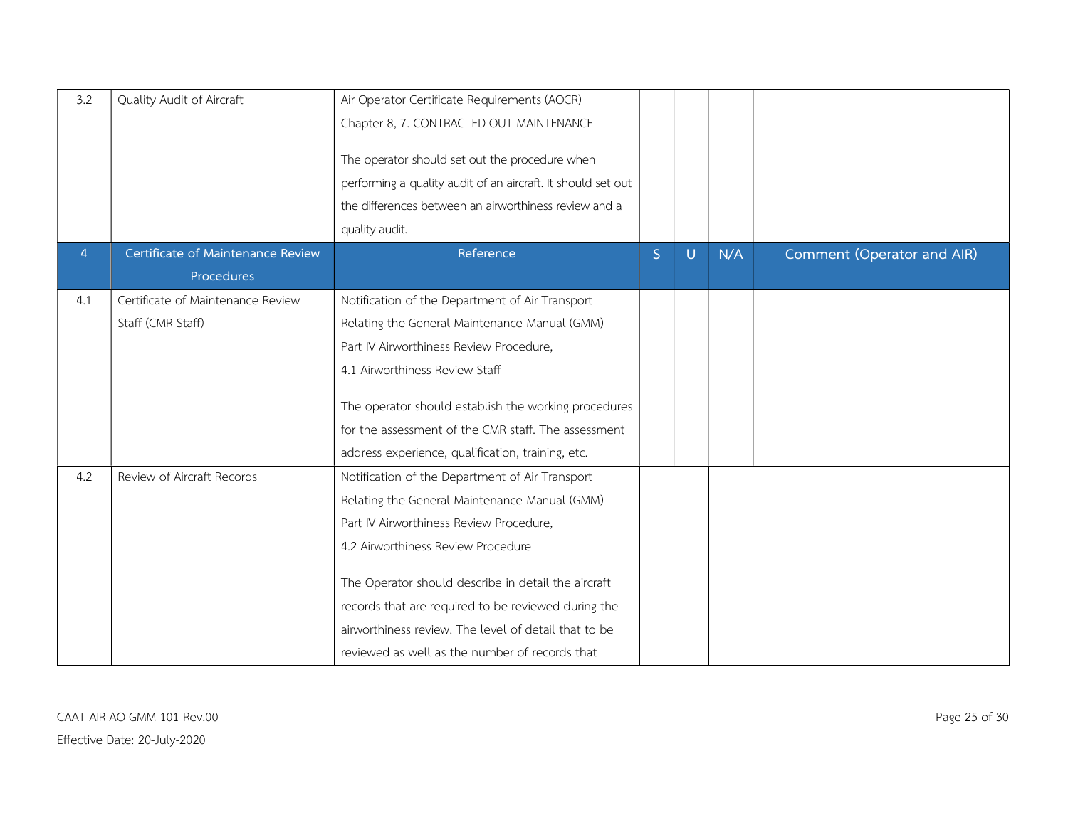| | | | | | | |
|---|---|---|---|---|---|---|
| 3.2 | Quality Audit of Aircraft | Air Operator Certificate Requirements (AOCR) Chapter 8, 7. CONTRACTED OUT MAINTENANCE<br><br>The operator should set out the procedure when performing a quality audit of an aircraft. It should set out the differences between an airworthiness review and a quality audit. | | | | |
| 4 | Certificate of Maintenance Review Procedures | Reference | S | U | N/A | Comment (Operator and AIR) |
| 4.1 | Certificate of Maintenance Review Staff (CMR Staff) | Notification of the Department of Air Transport Relating the General Maintenance Manual (GMM) Part IV Airworthiness Review Procedure, 4.1 Airworthiness Review Staff<br><br>The operator should establish the working procedures for the assessment of the CMR staff. The assessment address experience, qualification, training, etc. | | | | |
| 4.2 | Review of Aircraft Records | Notification of the Department of Air Transport Relating the General Maintenance Manual (GMM) Part IV Airworthiness Review Procedure, 4.2 Airworthiness Review Procedure<br><br>The Operator should describe in detail the aircraft records that are required to be reviewed during the airworthiness review. The level of detail that to be reviewed as well as the number of records that | | | | |

CAAT-AIR-AO-GMM-101 Rev.00

Effective Date: 20-July-2020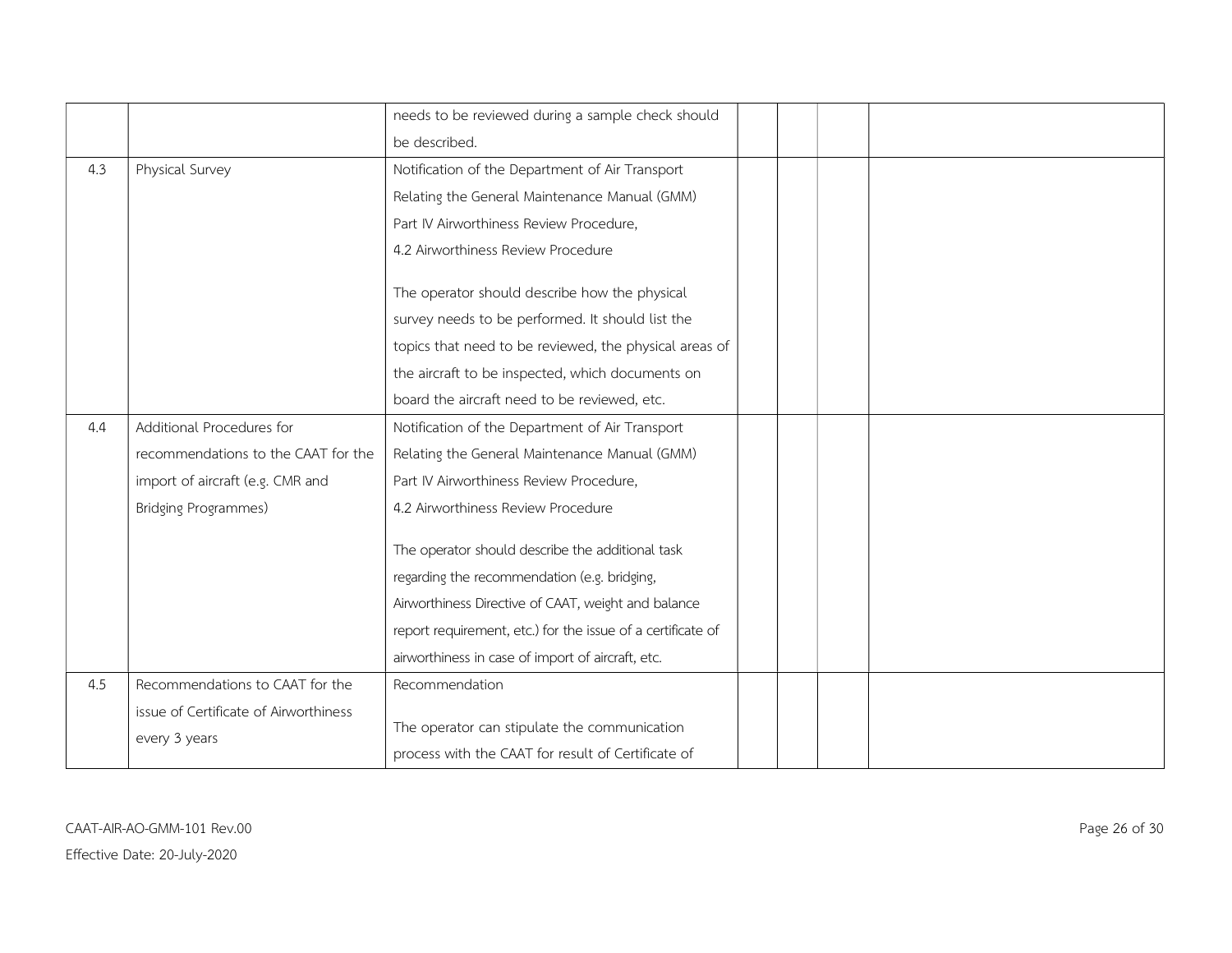| | | | | | | |
|---|---|---|---|---|---|---|
| | | needs to be reviewed during a sample check should be described. | | | | |
| 4.3 | Physical Survey | Notification of the Department of Air Transport Relating the General Maintenance Manual (GMM) Part IV Airworthiness Review Procedure, 4.2 Airworthiness Review Procedure<br><br>The operator should describe how the physical survey needs to be performed. It should list the topics that need to be reviewed, the physical areas of the aircraft to be inspected, which documents on board the aircraft need to be reviewed, etc. | | | | |
| 4.4 | Additional Procedures for recommendations to the CAAT for the import of aircraft (e.g. CMR and Bridging Programmes) | Notification of the Department of Air Transport Relating the General Maintenance Manual (GMM) Part IV Airworthiness Review Procedure, 4.2 Airworthiness Review Procedure<br><br>The operator should describe the additional task regarding the recommendation (e.g. bridging, Airworthiness Directive of CAAT, weight and balance report requirement, etc.) for the issue of a certificate of airworthiness in case of import of aircraft, etc. | | | | |
| 4.5 | Recommendations to CAAT for the issue of Certificate of Airworthiness every 3 years | Recommendation<br><br>The operator can stipulate the communication process with the CAAT for result of Certificate of | | | | |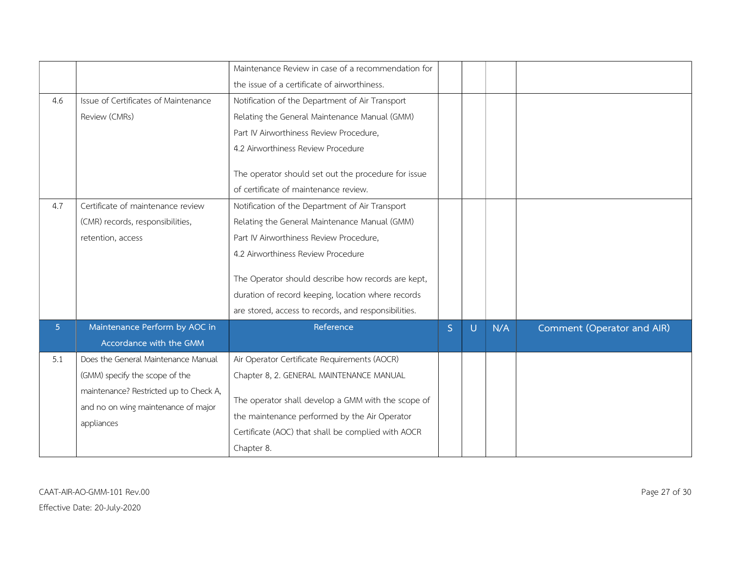| | | | | | | |
|---|---|---|---|---|---|---|
| | | Maintenance Review in case of a recommendation for the issue of a certificate of airworthiness. | | | | |
| 4.6 | Issue of Certificates of Maintenance Review (CMRs) | Notification of the Department of Air Transport Relating the General Maintenance Manual (GMM) Part IV Airworthiness Review Procedure, 4.2 Airworthiness Review Procedure<br><br>The operator should set out the procedure for issue of certificate of maintenance review. | | | | |
| 4.7 | Certificate of maintenance review (CMR) records, responsibilities, retention, access | Notification of the Department of Air Transport Relating the General Maintenance Manual (GMM) Part IV Airworthiness Review Procedure, 4.2 Airworthiness Review Procedure<br><br>The Operator should describe how records are kept, duration of record keeping, location where records are stored, access to records, and responsibilities. | | | | |
| **5** | **Maintenance Perform by AOC in Accordance with the GMM** | **Reference** | **S** | **U** | **N/A** | **Comment (Operator and AIR)** |
| 5.1 | Does the General Maintenance Manual (GMM) specify the scope of the maintenance? Restricted up to Check A, and no on wing maintenance of major appliances | Air Operator Certificate Requirements (AOCR) Chapter 8, 2. GENERAL MAINTENANCE MANUAL<br><br>The operator shall develop a GMM with the scope of the maintenance performed by the Air Operator Certificate (AOC) that shall be complied with AOCR Chapter 8. | | | | |

CAAT-AIR-AO-GMM-101 Rev.00

Effective Date: 20-July-2020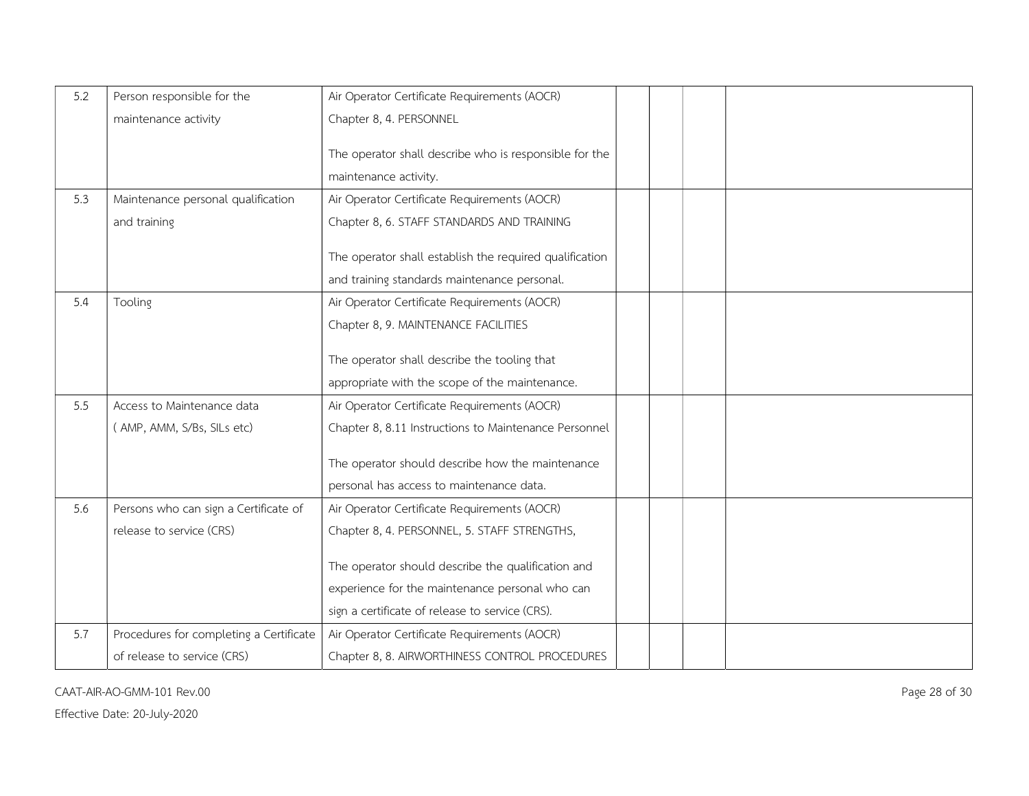| 5.2 | Person responsible for the maintenance activity | Air Operator Certificate Requirements (AOCR) Chapter 8, 4. PERSONNEL<br><br>The operator shall describe who is responsible for the maintenance activity. | | | | |
|---|---|---|---|---|---|---|
| 5.3 | Maintenance personal qualification and training | Air Operator Certificate Requirements (AOCR) Chapter 8, 6. STAFF STANDARDS AND TRAINING<br><br>The operator shall establish the required qualification and training standards maintenance personal. | | | | |
| 5.4 | Tooling | Air Operator Certificate Requirements (AOCR) Chapter 8, 9. MAINTENANCE FACILITIES<br><br>The operator shall describe the tooling that appropriate with the scope of the maintenance. | | | | |
| 5.5 | Access to Maintenance data ( AMP, AMM, S/Bs, SILs etc) | Air Operator Certificate Requirements (AOCR) Chapter 8, 8.11 Instructions to Maintenance Personnel<br><br>The operator should describe how the maintenance personal has access to maintenance data. | | | | |
| 5.6 | Persons who can sign a Certificate of release to service (CRS) | Air Operator Certificate Requirements (AOCR) Chapter 8, 4. PERSONNEL, 5. STAFF STRENGTHS,<br><br>The operator should describe the qualification and experience for the maintenance personal who can sign a certificate of release to service (CRS). | | | | |
| 5.7 | Procedures for completing a Certificate of release to service (CRS) | Air Operator Certificate Requirements (AOCR) Chapter 8, 8. AIRWORTHINESS CONTROL PROCEDURES | | | | |

CAAT-AIR-AO-GMM-101 Rev.00

Effective Date: 20-July-2020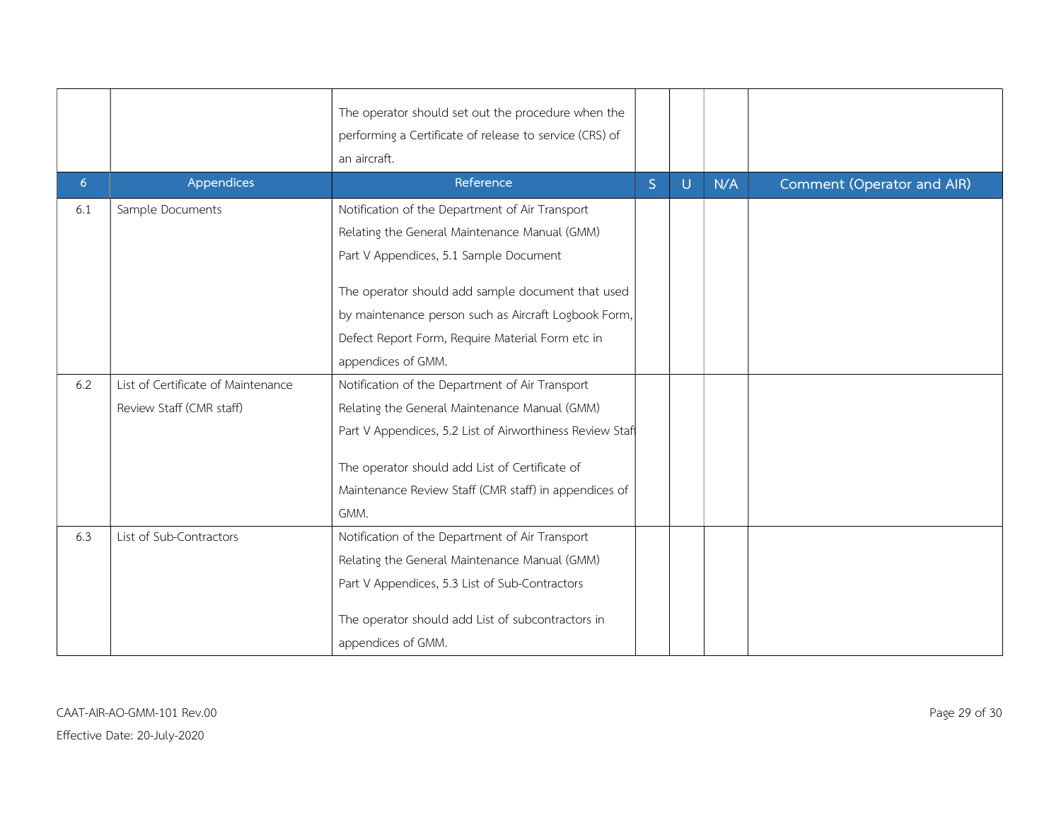| | | | S | U | N/A | |
|---|---|---|---|---|---|---|
| | | The operator should set out the procedure when the performing a Certificate of release to service (CRS) of an aircraft. | | | | |
| **6** | **Appendices** | **Reference** | **S** | **U** | **N/A** | **Comment (Operator and AIR)** |
| 6.1 | Sample Documents | Notification of the Department of Air Transport Relating the General Maintenance Manual (GMM) Part V Appendices, 5.1 Sample Document<br><br>The operator should add sample document that used by maintenance person such as Aircraft Logbook Form, Defect Report Form, Require Material Form etc in appendices of GMM. | | | | |
| 6.2 | List of Certificate of Maintenance Review Staff (CMR staff) | Notification of the Department of Air Transport Relating the General Maintenance Manual (GMM) Part V Appendices, 5.2 List of Airworthiness Review Staff<br><br>The operator should add List of Certificate of Maintenance Review Staff (CMR staff) in appendices of GMM. | | | | |
| 6.3 | List of Sub-Contractors | Notification of the Department of Air Transport Relating the General Maintenance Manual (GMM) Part V Appendices, 5.3 List of Sub-Contractors<br><br>The operator should add List of subcontractors in appendices of GMM. | | | | |

CAAT-AIR-AO-GMM-101 Rev.00

Effective Date: 20-July-2020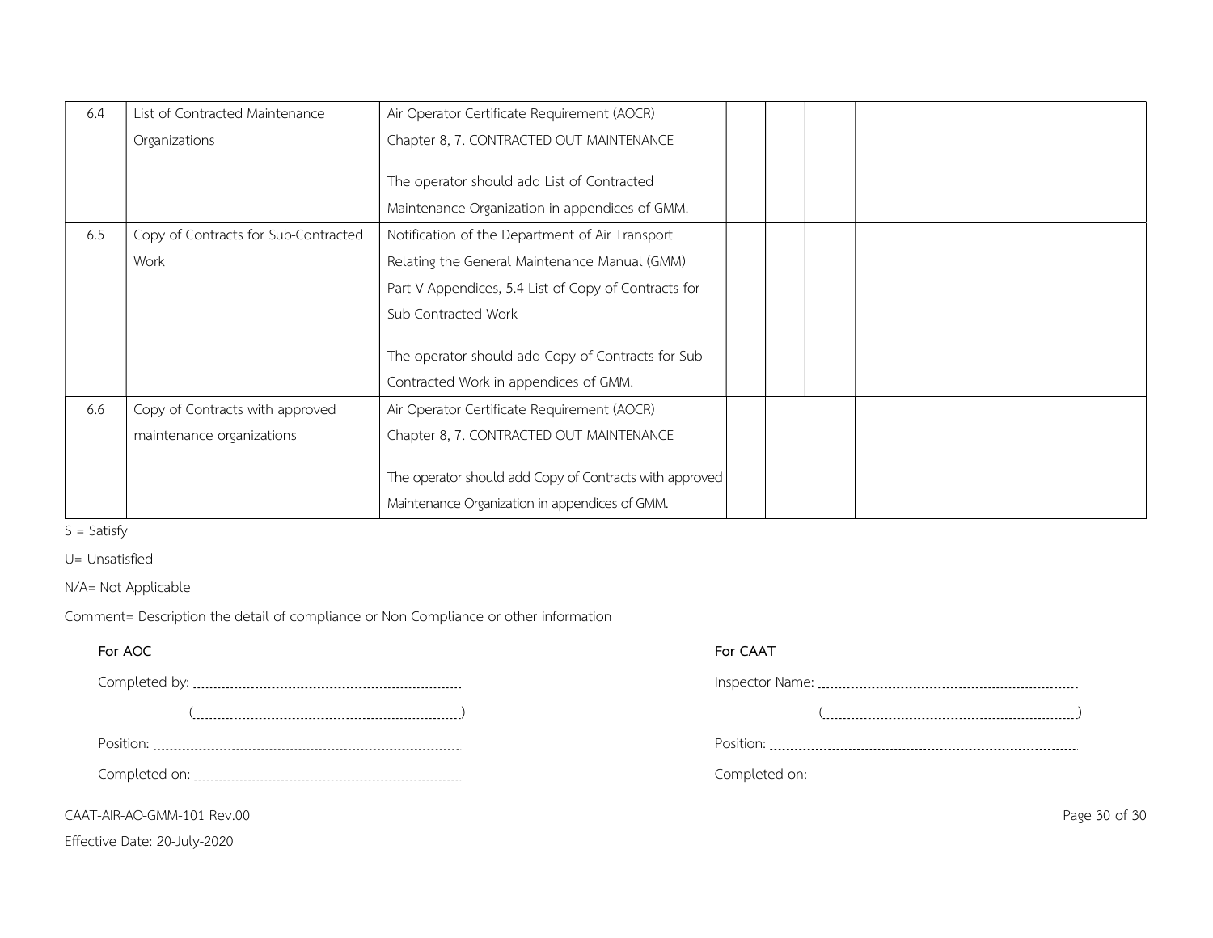| | | | | | | |
|---|---|---|---|---|---|---|
| 6.4 | List of Contracted Maintenance Organizations | Air Operator Certificate Requirement (AOCR) Chapter 8, 7. CONTRACTED OUT MAINTENANCE<br><br>The operator should add List of Contracted Maintenance Organization in appendices of GMM. | | | | |
| 6.5 | Copy of Contracts for Sub-Contracted Work | Notification of the Department of Air Transport Relating the General Maintenance Manual (GMM) Part V Appendices, 5.4 List of Copy of Contracts for Sub-Contracted Work<br><br>The operator should add Copy of Contracts for Sub-Contracted Work in appendices of GMM. | | | | |
| 6.6 | Copy of Contracts with approved maintenance organizations | Air Operator Certificate Requirement (AOCR) Chapter 8, 7. CONTRACTED OUT MAINTENANCE<br><br>The operator should add Copy of Contracts with approved Maintenance Organization in appendices of GMM. | | | | |

S = Satisfy

U= Unsatisfied

N/A= Not Applicable

Comment= Description the detail of compliance or Non Compliance or other information

**For AOC**

Completed by: ..........................................................................

(..........................................................................)

Position: ..........................................................................

Completed on: ..........................................................................

**For CAAT**

Inspector Name: ..........................................................................

(..........................................................................)

Position: ..........................................................................

Completed on: ..........................................................................

CAAT-AIR-AO-GMM-101 Rev.00

Effective Date: 20-July-2020